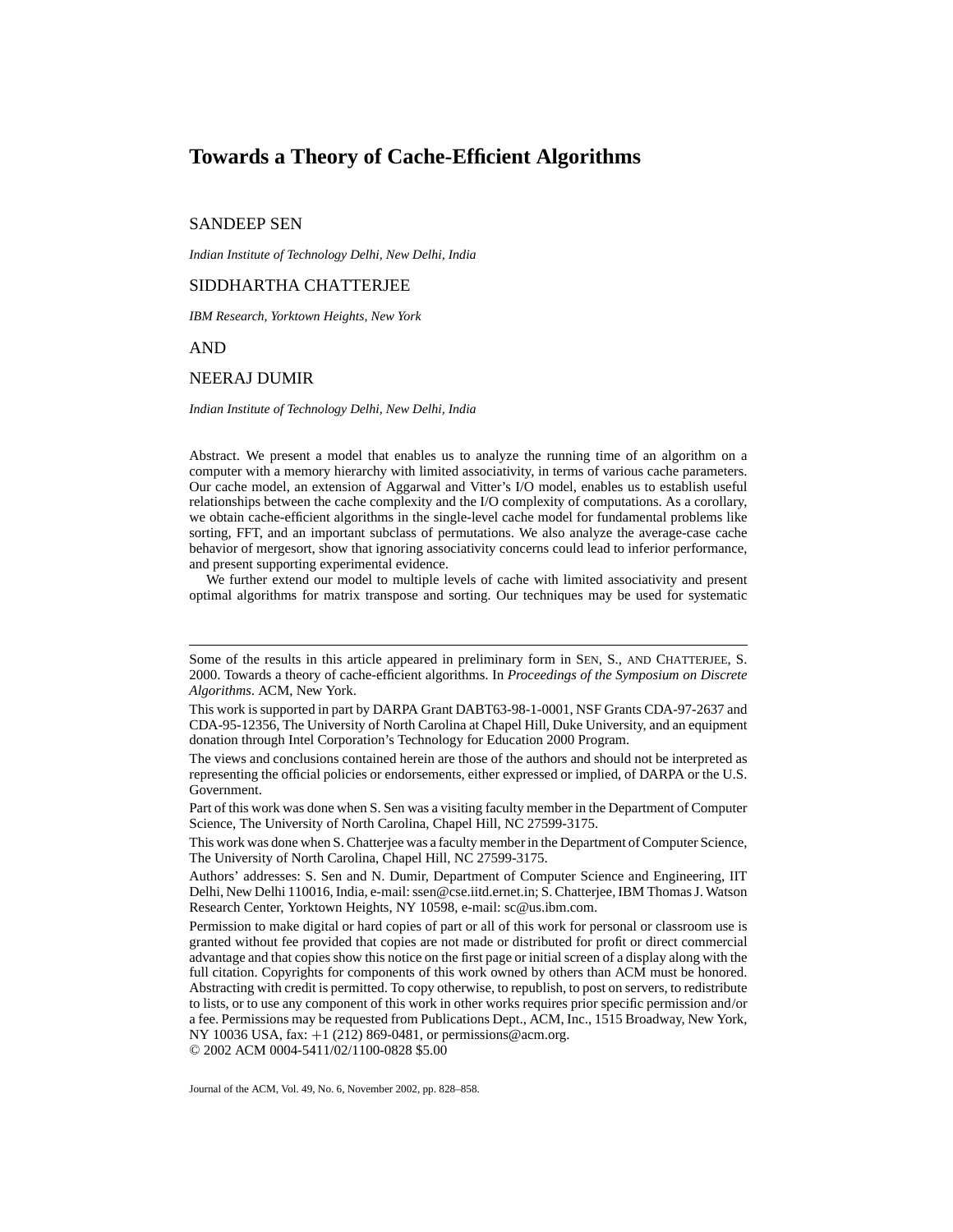# Towards a Theory of Cache-Efficient Algorithms

SANDEEP SEN

*Indian Institute of Technology Delhi, New Delhi, India*

SIDDHARTHA CHATTERJEE

*IBM Research, Yorktown Heights, New York*

AND

NEERAJ DUMIR

*Indian Institute of Technology Delhi, New Delhi, India*

Abstract. We present a model that enables us to analyze the running time of an algorithm on a computer with a memory hierarchy with limited associativity, in terms of various cache parameters. Our cache model, an extension of Aggarwal and Vitter's I/O model, enables us to establish useful relationships between the cache complexity and the I/O complexity of computations. As a corollary, we obtain cache-efficient algorithms in the single-level cache model for fundamental problems like sorting, FFT, and an important subclass of permutations. We also analyze the average-case cache behavior of mergesort, show that ignoring associativity concerns could lead to inferior performance, and present supporting experimental evidence.

We further extend our model to multiple levels of cache with limited associativity and present optimal algorithms for matrix transpose and sorting. Our techniques may be used for systematic

---

Some of the results in this article appeared in preliminary form in SEN, S., AND CHATTERJEE, S. 2000. Towards a theory of cache-efficient algorithms. In *Proceedings of the Symposium on Discrete Algorithms*. ACM, New York.

This work is supported in part by DARPA Grant DABT63-98-1-0001, NSF Grants CDA-97-2637 and CDA-95-12356, The University of North Carolina at Chapel Hill, Duke University, and an equipment donation through Intel Corporation's Technology for Education 2000 Program.

The views and conclusions contained herein are those of the authors and should not be interpreted as representing the official policies or endorsements, either expressed or implied, of DARPA or the U.S. Government.

Part of this work was done when S. Sen was a visiting faculty member in the Department of Computer Science, The University of North Carolina, Chapel Hill, NC 27599-3175.

This work was done when S. Chatterjee was a faculty member in the Department of Computer Science, The University of North Carolina, Chapel Hill, NC 27599-3175.

Authors' addresses: S. Sen and N. Dumir, Department of Computer Science and Engineering, IIT Delhi, New Delhi 110016, India, e-mail: ssen@cse.iitd.ernet.in; S. Chatterjee, IBM Thomas J. Watson Research Center, Yorktown Heights, NY 10598, e-mail: sc@us.ibm.com.

Permission to make digital or hard copies of part or all of this work for personal or classroom use is granted without fee provided that copies are not made or distributed for profit or direct commercial advantage and that copies show this notice on the first page or initial screen of a display along with the full citation. Copyrights for components of this work owned by others than ACM must be honored. Abstracting with credit is permitted. To copy otherwise, to republish, to post on servers, to redistribute to lists, or to use any component of this work in other works requires prior specific permission and/or a fee. Permissions may be requested from Publications Dept., ACM, Inc., 1515 Broadway, New York, NY 10036 USA, fax: +1 (212) 869-0481, or permissions@acm.org.
© 2002 ACM 0004-5411/02/1100-0828 $5.00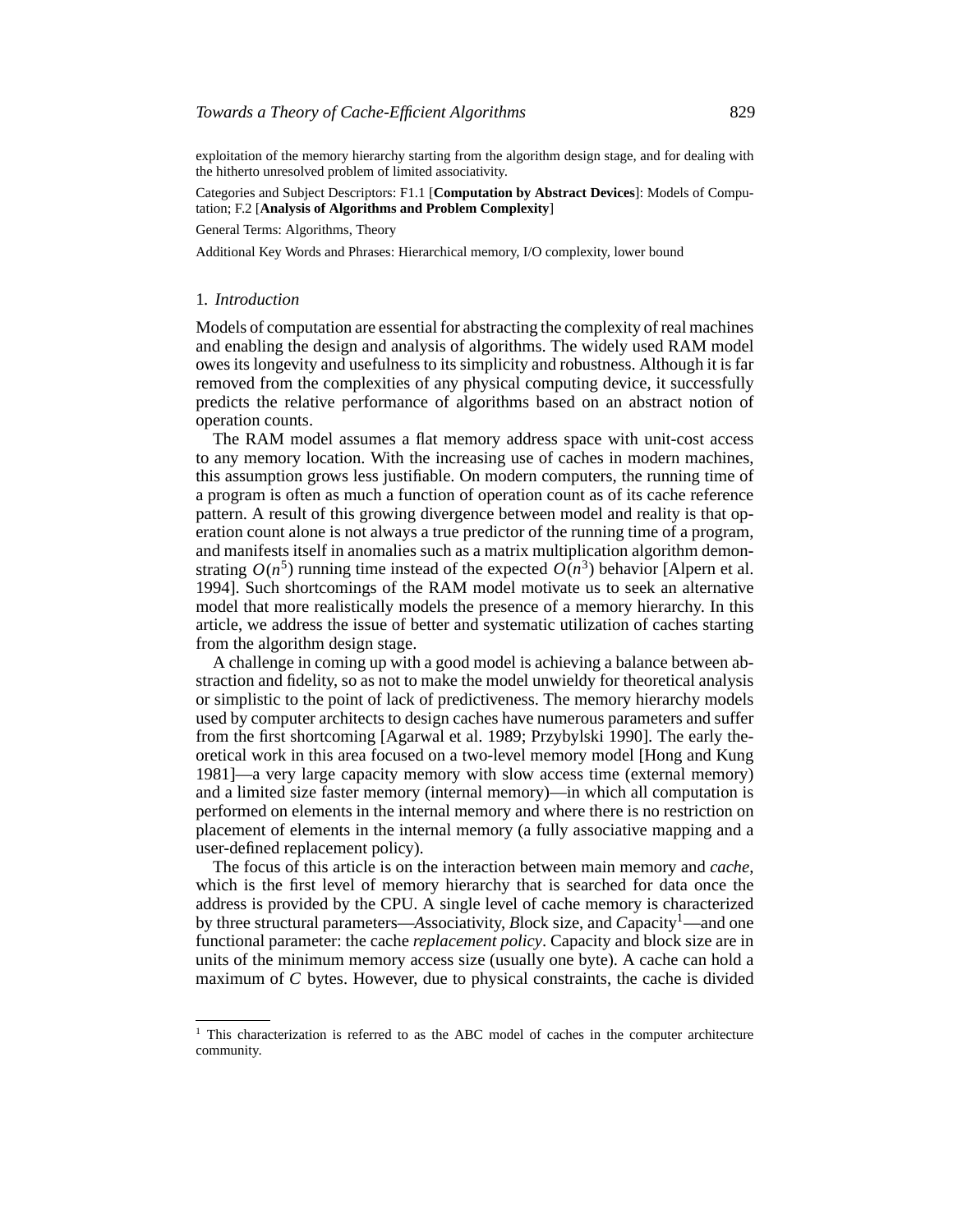exploitation of the memory hierarchy starting from the algorithm design stage, and for dealing with the hitherto unresolved problem of limited associativity.

Categories and Subject Descriptors: F1.1 [**Computation by Abstract Devices**]: Models of Computation; F.2 [**Analysis of Algorithms and Problem Complexity**]

General Terms: Algorithms, Theory

Additional Key Words and Phrases: Hierarchical memory, I/O complexity, lower bound

## 1. *Introduction*

Models of computation are essential for abstracting the complexity of real machines and enabling the design and analysis of algorithms. The widely used RAM model owes its longevity and usefulness to its simplicity and robustness. Although it is far removed from the complexities of any physical computing device, it successfully predicts the relative performance of algorithms based on an abstract notion of operation counts.

The RAM model assumes a flat memory address space with unit-cost access to any memory location. With the increasing use of caches in modern machines, this assumption grows less justifiable. On modern computers, the running time of a program is often as much a function of operation count as of its cache reference pattern. A result of this growing divergence between model and reality is that operation count alone is not always a true predictor of the running time of a program, and manifests itself in anomalies such as a matrix multiplication algorithm demonstrating $O(n^5)$ running time instead of the expected $O(n^3)$ behavior [Alpern et al. 1994]. Such shortcomings of the RAM model motivate us to seek an alternative model that more realistically models the presence of a memory hierarchy. In this article, we address the issue of better and systematic utilization of caches starting from the algorithm design stage.

A challenge in coming up with a good model is achieving a balance between abstraction and fidelity, so as not to make the model unwieldy for theoretical analysis or simplistic to the point of lack of predictiveness. The memory hierarchy models used by computer architects to design caches have numerous parameters and suffer from the first shortcoming [Agarwal et al. 1989; Przybylski 1990]. The early theoretical work in this area focused on a two-level memory model [Hong and Kung 1981]—a very large capacity memory with slow access time (external memory) and a limited size faster memory (internal memory)—in which all computation is performed on elements in the internal memory and where there is no restriction on placement of elements in the internal memory (a fully associative mapping and a user-defined replacement policy).

The focus of this article is on the interaction between main memory and *cache*, which is the first level of memory hierarchy that is searched for data once the address is provided by the CPU. A single level of cache memory is characterized by three structural parameters—*A*ssociativity, *B*lock size, and *C*apacity[1]—and one functional parameter: the cache *replacement policy*. Capacity and block size are in units of the minimum memory access size (usually one byte). A cache can hold a maximum of $C$ bytes. However, due to physical constraints, the cache is divided

[1] This characterization is referred to as the ABC model of caches in the computer architecture community.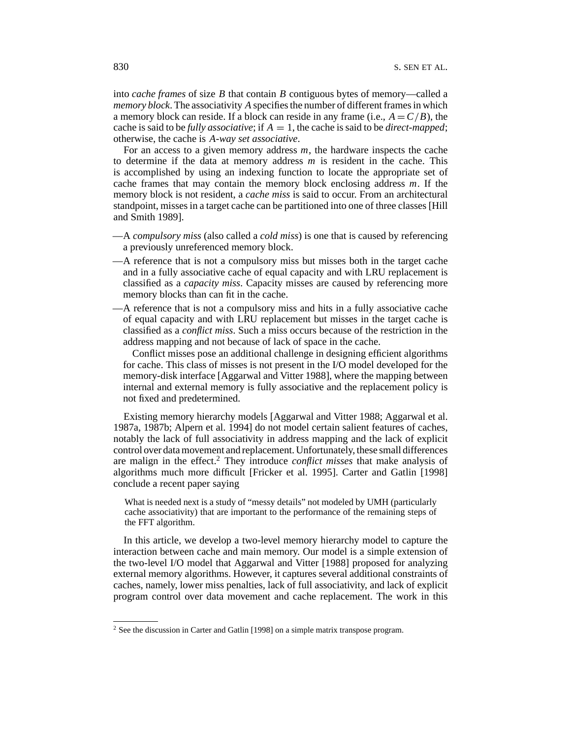into *cache frames* of size $B$ that contain $B$ contiguous bytes of memory—called a *memory block*. The associativity $A$ specifies the number of different frames in which a memory block can reside. If a block can reside in any frame (i.e., $A = C/B$), the cache is said to be *fully associative*; if $A = 1$, the cache is said to be *direct-mapped*; otherwise, the cache is *A-way set associative*.

For an access to a given memory address $m$, the hardware inspects the cache to determine if the data at memory address $m$ is resident in the cache. This is accomplished by using an indexing function to locate the appropriate set of cache frames that may contain the memory block enclosing address $m$. If the memory block is not resident, a *cache miss* is said to occur. From an architectural standpoint, misses in a target cache can be partitioned into one of three classes [Hill and Smith 1989].

—A *compulsory miss* (also called a *cold miss*) is one that is caused by referencing a previously unreferenced memory block.

—A reference that is not a compulsory miss but misses both in the target cache and in a fully associative cache of equal capacity and with LRU replacement is classified as a *capacity miss*. Capacity misses are caused by referencing more memory blocks than can fit in the cache.

—A reference that is not a compulsory miss and hits in a fully associative cache of equal capacity and with LRU replacement but misses in the target cache is classified as a *conflict miss*. Such a miss occurs because of the restriction in the address mapping and not because of lack of space in the cache.

Conflict misses pose an additional challenge in designing efficient algorithms for cache. This class of misses is not present in the I/O model developed for the memory-disk interface [Aggarwal and Vitter 1988], where the mapping between internal and external memory is fully associative and the replacement policy is not fixed and predetermined.

Existing memory hierarchy models [Aggarwal and Vitter 1988; Aggarwal et al. 1987a, 1987b; Alpern et al. 1994] do not model certain salient features of caches, notably the lack of full associativity in address mapping and the lack of explicit control over data movement and replacement. Unfortunately, these small differences are malign in the effect.[2] They introduce *conflict misses* that make analysis of algorithms much more difficult [Fricker et al. 1995]. Carter and Gatlin [1998] conclude a recent paper saying

> What is needed next is a study of "messy details" not modeled by UMH (particularly cache associativity) that are important to the performance of the remaining steps of the FFT algorithm.

In this article, we develop a two-level memory hierarchy model to capture the interaction between cache and main memory. Our model is a simple extension of the two-level I/O model that Aggarwal and Vitter [1988] proposed for analyzing external memory algorithms. However, it captures several additional constraints of caches, namely, lower miss penalties, lack of full associativity, and lack of explicit program control over data movement and cache replacement. The work in this

[2] See the discussion in Carter and Gatlin [1998] on a simple matrix transpose program.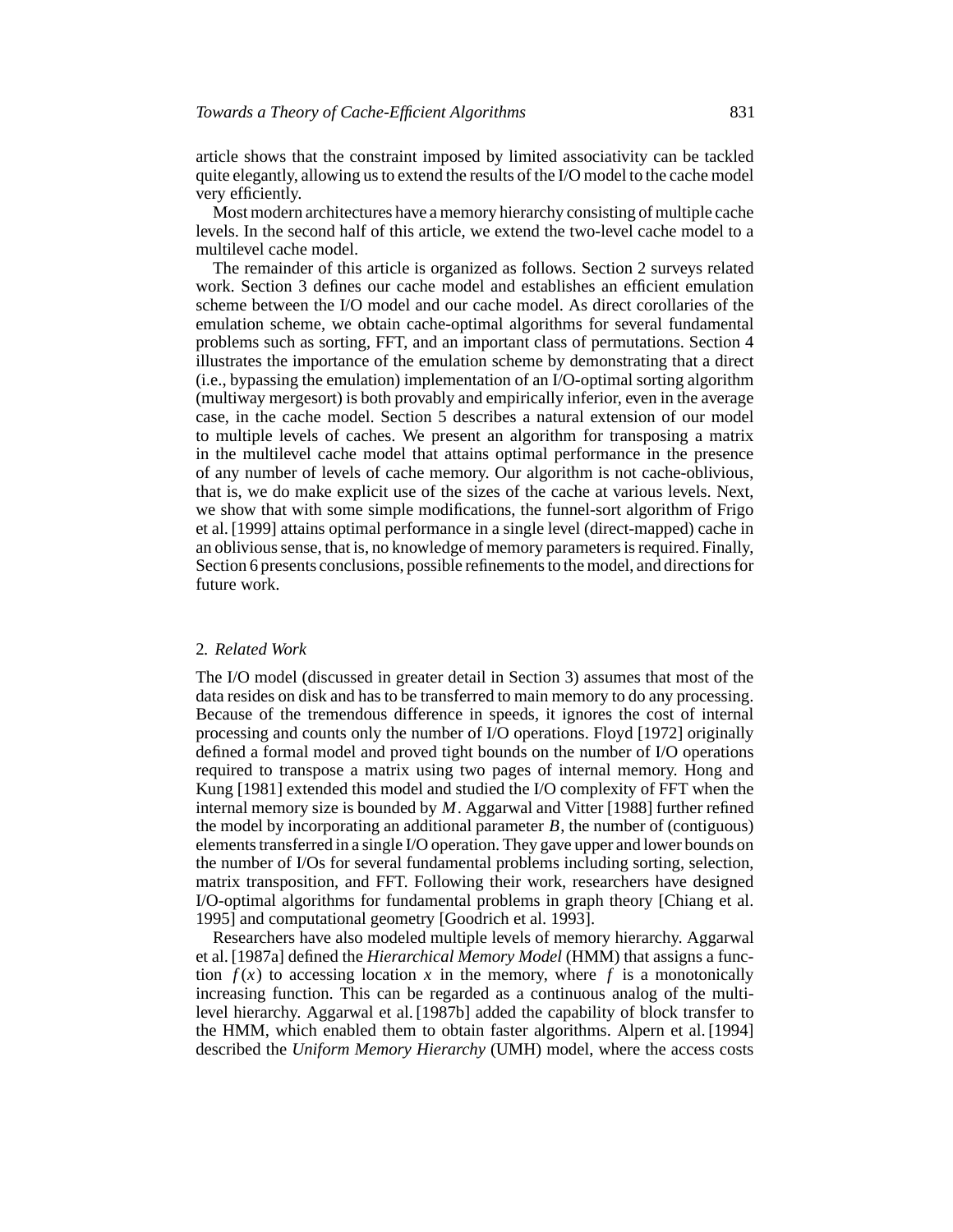article shows that the constraint imposed by limited associativity can be tackled quite elegantly, allowing us to extend the results of the I/O model to the cache model very efficiently.

Most modern architectures have a memory hierarchy consisting of multiple cache levels. In the second half of this article, we extend the two-level cache model to a multilevel cache model.

The remainder of this article is organized as follows. Section 2 surveys related work. Section 3 defines our cache model and establishes an efficient emulation scheme between the I/O model and our cache model. As direct corollaries of the emulation scheme, we obtain cache-optimal algorithms for several fundamental problems such as sorting, FFT, and an important class of permutations. Section 4 illustrates the importance of the emulation scheme by demonstrating that a direct (i.e., bypassing the emulation) implementation of an I/O-optimal sorting algorithm (multiway mergesort) is both provably and empirically inferior, even in the average case, in the cache model. Section 5 describes a natural extension of our model to multiple levels of caches. We present an algorithm for transposing a matrix in the multilevel cache model that attains optimal performance in the presence of any number of levels of cache memory. Our algorithm is not cache-oblivious, that is, we do make explicit use of the sizes of the cache at various levels. Next, we show that with some simple modifications, the funnel-sort algorithm of Frigo et al. [1999] attains optimal performance in a single level (direct-mapped) cache in an oblivious sense, that is, no knowledge of memory parameters is required. Finally, Section 6 presents conclusions, possible refinements to the model, and directions for future work.

## 2. *Related Work*

The I/O model (discussed in greater detail in Section 3) assumes that most of the data resides on disk and has to be transferred to main memory to do any processing. Because of the tremendous difference in speeds, it ignores the cost of internal processing and counts only the number of I/O operations. Floyd [1972] originally defined a formal model and proved tight bounds on the number of I/O operations required to transpose a matrix using two pages of internal memory. Hong and Kung [1981] extended this model and studied the I/O complexity of FFT when the internal memory size is bounded by $M$. Aggarwal and Vitter [1988] further refined the model by incorporating an additional parameter $B$, the number of (contiguous) elements transferred in a single I/O operation. They gave upper and lower bounds on the number of I/Os for several fundamental problems including sorting, selection, matrix transposition, and FFT. Following their work, researchers have designed I/O-optimal algorithms for fundamental problems in graph theory [Chiang et al. 1995] and computational geometry [Goodrich et al. 1993].

Researchers have also modeled multiple levels of memory hierarchy. Aggarwal et al. [1987a] defined the *Hierarchical Memory Model* (HMM) that assigns a function $f(x)$ to accessing location $x$ in the memory, where $f$ is a monotonically increasing function. This can be regarded as a continuous analog of the multilevel hierarchy. Aggarwal et al. [1987b] added the capability of block transfer to the HMM, which enabled them to obtain faster algorithms. Alpern et al. [1994] described the *Uniform Memory Hierarchy* (UMH) model, where the access costs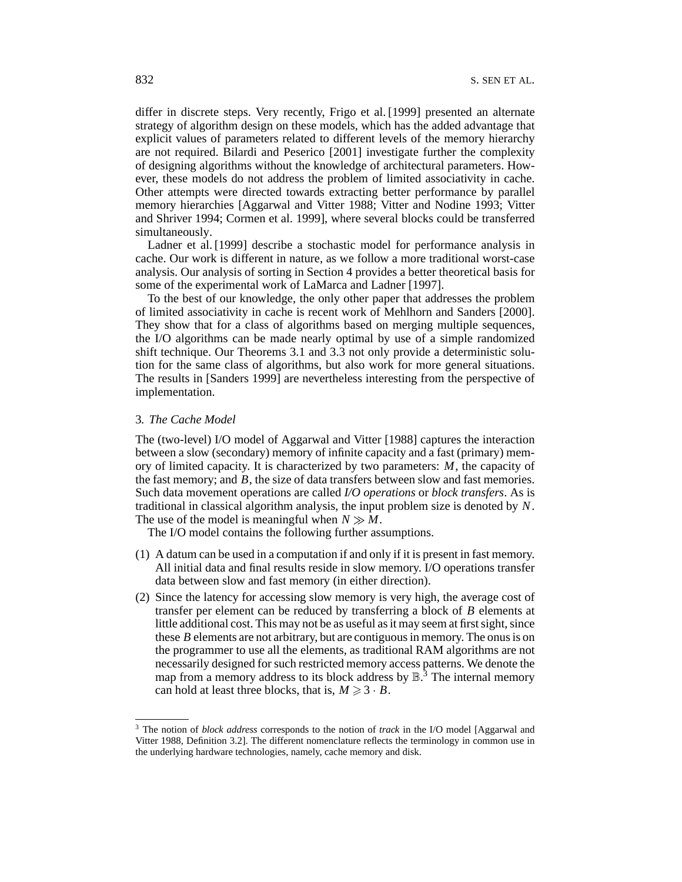differ in discrete steps. Very recently, Frigo et al. [1999] presented an alternate strategy of algorithm design on these models, which has the added advantage that explicit values of parameters related to different levels of the memory hierarchy are not required. Bilardi and Peserico [2001] investigate further the complexity of designing algorithms without the knowledge of architectural parameters. However, these models do not address the problem of limited associativity in cache. Other attempts were directed towards extracting better performance by parallel memory hierarchies [Aggarwal and Vitter 1988; Vitter and Nodine 1993; Vitter and Shriver 1994; Cormen et al. 1999], where several blocks could be transferred simultaneously.

Ladner et al. [1999] describe a stochastic model for performance analysis in cache. Our work is different in nature, as we follow a more traditional worst-case analysis. Our analysis of sorting in Section 4 provides a better theoretical basis for some of the experimental work of LaMarca and Ladner [1997].

To the best of our knowledge, the only other paper that addresses the problem of limited associativity in cache is recent work of Mehlhorn and Sanders [2000]. They show that for a class of algorithms based on merging multiple sequences, the I/O algorithms can be made nearly optimal by use of a simple randomized shift technique. Our Theorems 3.1 and 3.3 not only provide a deterministic solution for the same class of algorithms, but also work for more general situations. The results in [Sanders 1999] are nevertheless interesting from the perspective of implementation.

## 3. *The Cache Model*

The (two-level) I/O model of Aggarwal and Vitter [1988] captures the interaction between a slow (secondary) memory of infinite capacity and a fast (primary) memory of limited capacity. It is characterized by two parameters: $M$, the capacity of the fast memory; and $B$, the size of data transfers between slow and fast memories. Such data movement operations are called *I/O operations* or *block transfers*. As is traditional in classical algorithm analysis, the input problem size is denoted by $N$. The use of the model is meaningful when $N \gg M$.

The I/O model contains the following further assumptions.

(1) A datum can be used in a computation if and only if it is present in fast memory. All initial data and final results reside in slow memory. I/O operations transfer data between slow and fast memory (in either direction).
(2) Since the latency for accessing slow memory is very high, the average cost of transfer per element can be reduced by transferring a block of $B$ elements at little additional cost. This may not be as useful as it may seem at first sight, since these $B$ elements are not arbitrary, but are contiguous in memory. The onus is on the programmer to use all the elements, as traditional RAM algorithms are not necessarily designed for such restricted memory access patterns. We denote the map from a memory address to its block address by $\mathbb{B}$.[3] The internal memory can hold at least three blocks, that is, $M \geqslant 3 \cdot B$.

[3] The notion of *block address* corresponds to the notion of *track* in the I/O model [Aggarwal and Vitter 1988, Definition 3.2]. The different nomenclature reflects the terminology in common use in the underlying hardware technologies, namely, cache memory and disk.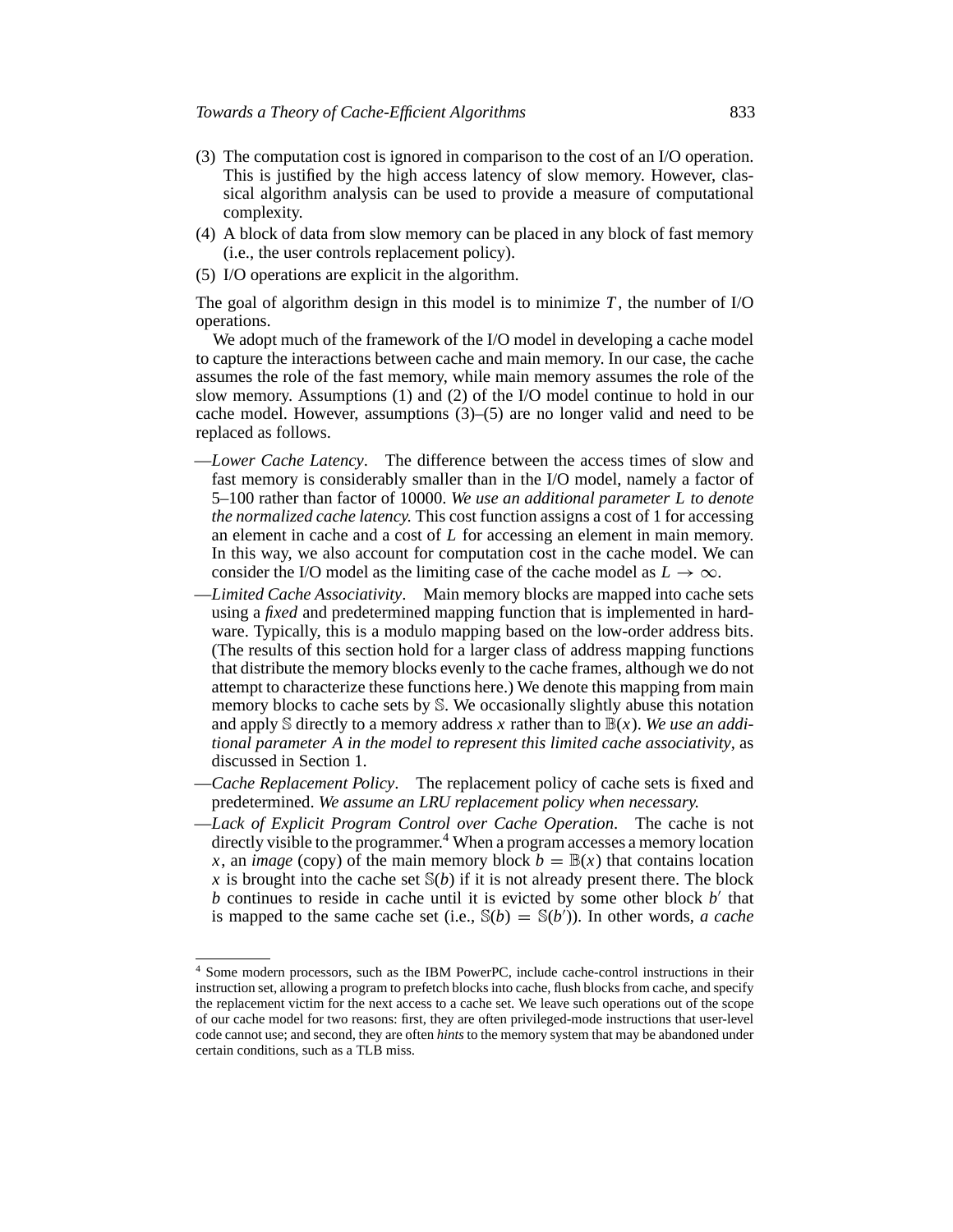(3) The computation cost is ignored in comparison to the cost of an I/O operation. This is justified by the high access latency of slow memory. However, classical algorithm analysis can be used to provide a measure of computational complexity.
(4) A block of data from slow memory can be placed in any block of fast memory (i.e., the user controls replacement policy).
(5) I/O operations are explicit in the algorithm.

The goal of algorithm design in this model is to minimize $T$, the number of I/O operations.

We adopt much of the framework of the I/O model in developing a cache model to capture the interactions between cache and main memory. In our case, the cache assumes the role of the fast memory, while main memory assumes the role of the slow memory. Assumptions (1) and (2) of the I/O model continue to hold in our cache model. However, assumptions (3)–(5) are no longer valid and need to be replaced as follows.

—*Lower Cache Latency*. The difference between the access times of slow and fast memory is considerably smaller than in the I/O model, namely a factor of 5–100 rather than factor of 10000. *We use an additional parameter $L$ to denote the normalized cache latency.* This cost function assigns a cost of 1 for accessing an element in cache and a cost of $L$ for accessing an element in main memory. In this way, we also account for computation cost in the cache model. We can consider the I/O model as the limiting case of the cache model as $L \to \infty$.

—*Limited Cache Associativity*. Main memory blocks are mapped into cache sets using a *fixed* and predetermined mapping function that is implemented in hardware. Typically, this is a modulo mapping based on the low-order address bits. (The results of this section hold for a larger class of address mapping functions that distribute the memory blocks evenly to the cache frames, although we do not attempt to characterize these functions here.) We denote this mapping from main memory blocks to cache sets by $\mathbb{S}$. We occasionally slightly abuse this notation and apply $\mathbb{S}$ directly to a memory address $x$ rather than to $\mathbb{B}(x)$. *We use an additional parameter $A$ in the model to represent this limited cache associativity*, as discussed in Section 1.

—*Cache Replacement Policy*. The replacement policy of cache sets is fixed and predetermined. *We assume an LRU replacement policy when necessary.*

—*Lack of Explicit Program Control over Cache Operation*. The cache is not directly visible to the programmer.[4] When a program accesses a memory location $x$, an *image* (copy) of the main memory block $b = \mathbb{B}(x)$ that contains location $x$ is brought into the cache set $\mathbb{S}(b)$ if it is not already present there. The block $b$ continues to reside in cache until it is evicted by some other block $b'$ that is mapped to the same cache set (i.e., $\mathbb{S}(b) = \mathbb{S}(b')$). In other words, *a cache*

[4] Some modern processors, such as the IBM PowerPC, include cache-control instructions in their instruction set, allowing a program to prefetch blocks into cache, flush blocks from cache, and specify the replacement victim for the next access to a cache set. We leave such operations out of the scope of our cache model for two reasons: first, they are often privileged-mode instructions that user-level code cannot use; and second, they are often *hints* to the memory system that may be abandoned under certain conditions, such as a TLB miss.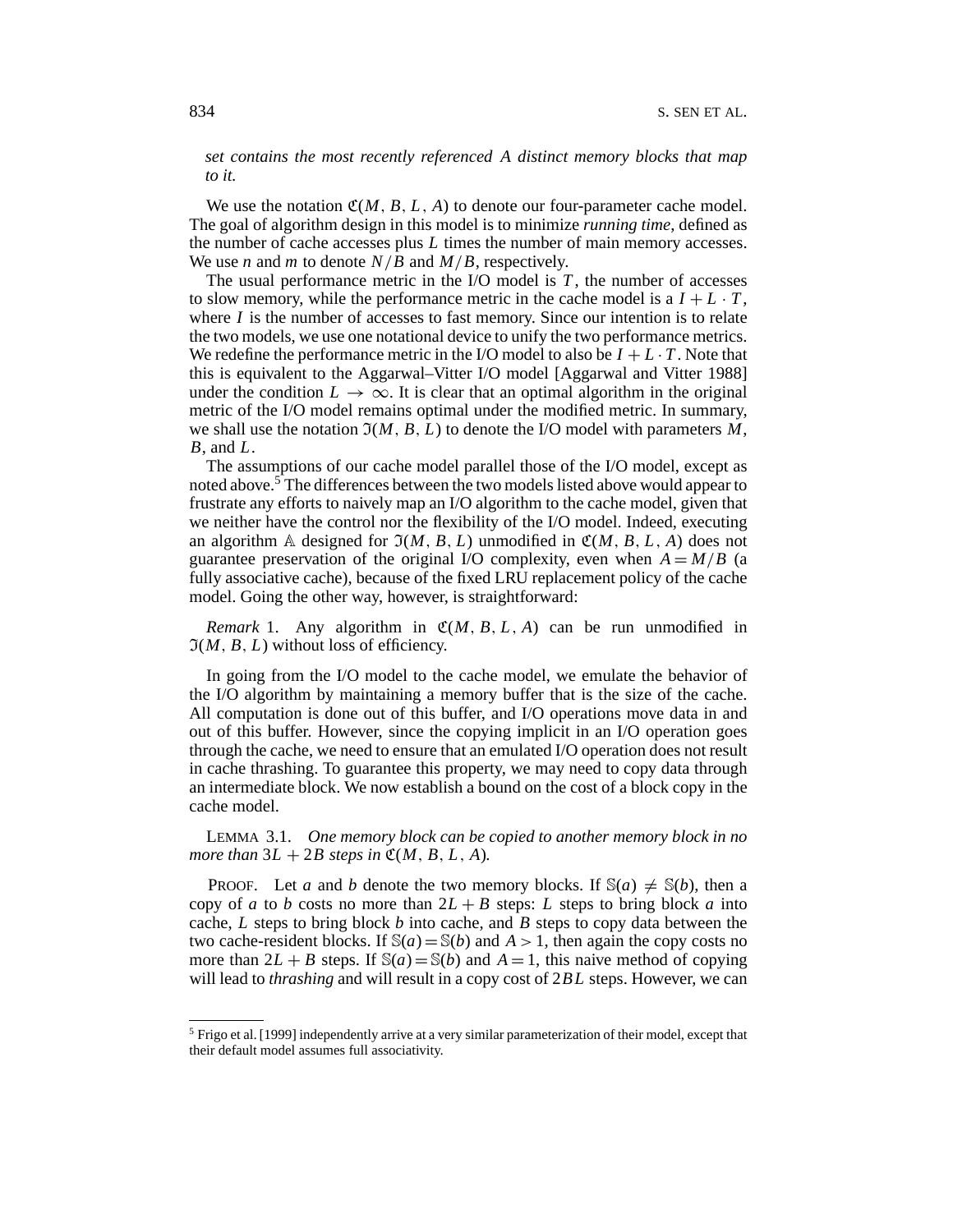*set contains the most recently referenced A distinct memory blocks that map to it.*

We use the notation $\mathfrak{C}(M, B, L, A)$ to denote our four-parameter cache model. The goal of algorithm design in this model is to minimize *running time*, defined as the number of cache accesses plus $L$ times the number of main memory accesses. We use $n$ and $m$ to denote $N/B$ and $M/B$, respectively.

The usual performance metric in the I/O model is $T$, the number of accesses to slow memory, while the performance metric in the cache model is a $I + L \cdot T$, where $I$ is the number of accesses to fast memory. Since our intention is to relate the two models, we use one notational device to unify the two performance metrics. We redefine the performance metric in the I/O model to also be $I + L \cdot T$. Note that this is equivalent to the Aggarwal–Vitter I/O model [Aggarwal and Vitter 1988] under the condition $L \to \infty$. It is clear that an optimal algorithm in the original metric of the I/O model remains optimal under the modified metric. In summary, we shall use the notation $\mathfrak{I}(M, B, L)$ to denote the I/O model with parameters $M$, $B$, and $L$.

The assumptions of our cache model parallel those of the I/O model, except as noted above.[5] The differences between the two models listed above would appear to frustrate any efforts to naively map an I/O algorithm to the cache model, given that we neither have the control nor the flexibility of the I/O model. Indeed, executing an algorithm $\mathbb{A}$ designed for $\mathfrak{I}(M, B, L)$ unmodified in $\mathfrak{C}(M, B, L, A)$ does not guarantee preservation of the original I/O complexity, even when $A = M/B$ (a fully associative cache), because of the fixed LRU replacement policy of the cache model. Going the other way, however, is straightforward:

*Remark* 1. Any algorithm in $\mathfrak{C}(M, B, L, A)$ can be run unmodified in $\mathfrak{I}(M, B, L)$ without loss of efficiency.

In going from the I/O model to the cache model, we emulate the behavior of the I/O algorithm by maintaining a memory buffer that is the size of the cache. All computation is done out of this buffer, and I/O operations move data in and out of this buffer. However, since the copying implicit in an I/O operation goes through the cache, we need to ensure that an emulated I/O operation does not result in cache thrashing. To guarantee this property, we may need to copy data through an intermediate block. We now establish a bound on the cost of a block copy in the cache model.

LEMMA 3.1. *One memory block can be copied to another memory block in no more than* $3L + 2B$ *steps in* $\mathfrak{C}(M, B, L, A)$.

PROOF. Let $a$ and $b$ denote the two memory blocks. If $\mathbb{S}(a) \neq \mathbb{S}(b)$, then a copy of $a$ to $b$ costs no more than $2L + B$ steps: $L$ steps to bring block $a$ into cache, $L$ steps to bring block $b$ into cache, and $B$ steps to copy data between the two cache-resident blocks. If $\mathbb{S}(a) = \mathbb{S}(b)$ and $A > 1$, then again the copy costs no more than $2L + B$ steps. If $\mathbb{S}(a) = \mathbb{S}(b)$ and $A = 1$, this naive method of copying will lead to *thrashing* and will result in a copy cost of $2BL$ steps. However, we can

[5] Frigo et al. [1999] independently arrive at a very similar parameterization of their model, except that their default model assumes full associativity.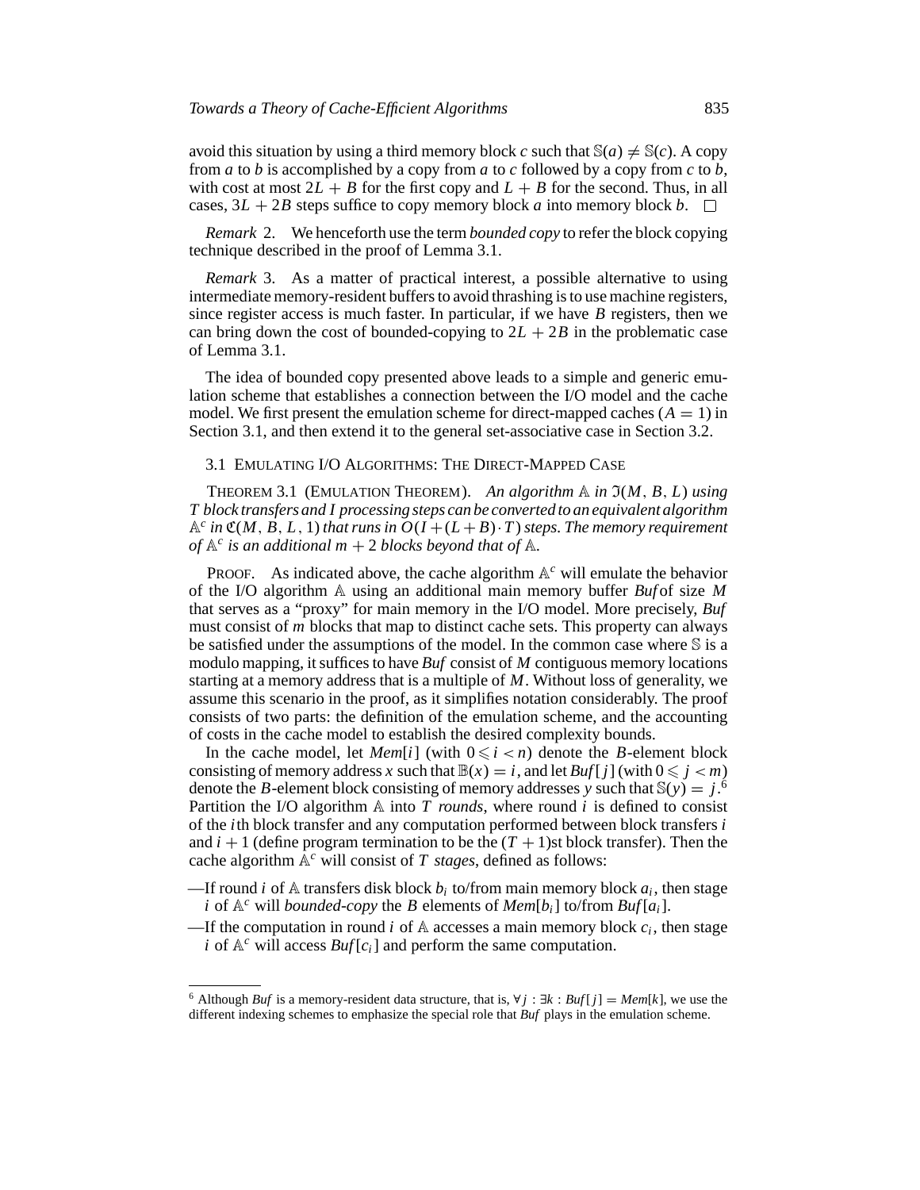avoid this situation by using a third memory block $c$ such that $\mathbb{S}(a) \neq \mathbb{S}(c)$. A copy from $a$ to $b$ is accomplished by a copy from $a$ to $c$ followed by a copy from $c$ to $b$, with cost at most $2L + B$ for the first copy and $L + B$ for the second. Thus, in all cases, $3L + 2B$ steps suffice to copy memory block $a$ into memory block $b$. □

*Remark* 2. We henceforth use the term *bounded copy* to refer the block copying technique described in the proof of Lemma 3.1.

*Remark* 3. As a matter of practical interest, a possible alternative to using intermediate memory-resident buffers to avoid thrashing is to use machine registers, since register access is much faster. In particular, if we have $B$ registers, then we can bring down the cost of bounded-copying to $2L + 2B$ in the problematic case of Lemma 3.1.

The idea of bounded copy presented above leads to a simple and generic emulation scheme that establishes a connection between the I/O model and the cache model. We first present the emulation scheme for direct-mapped caches ($A = 1$) in Section 3.1, and then extend it to the general set-associative case in Section 3.2.

### 3.1 Emulating I/O Algorithms: The Direct-Mapped Case

THEOREM 3.1 (EMULATION THEOREM). *An algorithm $\mathbb{A}$ in $\mathfrak{I}(M, B, L)$ using $T$ block transfers and $I$ processing steps can be converted to an equivalent algorithm $\mathbb{A}^c$ in $\mathfrak{C}(M, B, L, 1)$ that runs in $O(I + (L + B) \cdot T)$ steps. The memory requirement of $\mathbb{A}^c$ is an additional $m + 2$ blocks beyond that of $\mathbb{A}$.*

PROOF. As indicated above, the cache algorithm $\mathbb{A}^c$ will emulate the behavior of the I/O algorithm $\mathbb{A}$ using an additional main memory buffer *Buf* of size $M$ that serves as a "proxy" for main memory in the I/O model. More precisely, *Buf* must consist of $m$ blocks that map to distinct cache sets. This property can always be satisfied under the assumptions of the model. In the common case where $\mathbb{S}$ is a modulo mapping, it suffices to have *Buf* consist of $M$ contiguous memory locations starting at a memory address that is a multiple of $M$. Without loss of generality, we assume this scenario in the proof, as it simplifies notation considerably. The proof consists of two parts: the definition of the emulation scheme, and the accounting of costs in the cache model to establish the desired complexity bounds.

In the cache model, let $Mem[i]$ (with $0 \leqslant i < n$) denote the $B$-element block consisting of memory address $x$ such that $\mathbb{B}(x) = i$, and let $Buf[j]$ (with $0 \leqslant j < m$) denote the $B$-element block consisting of memory addresses $y$ such that $\mathbb{S}(y) = j$.[6] Partition the I/O algorithm $\mathbb{A}$ into $T$ *rounds*, where round $i$ is defined to consist of the $i$th block transfer and any computation performed between block transfers $i$ and $i + 1$ (define program termination to be the $(T + 1)$st block transfer). Then the cache algorithm $\mathbb{A}^c$ will consist of $T$ *stages*, defined as follows:

- —If round $i$ of $\mathbb{A}$ transfers disk block $b_i$ to/from main memory block $a_i$, then stage $i$ of $\mathbb{A}^c$ will *bounded-copy* the $B$ elements of $Mem[b_i]$ to/from $Buf[a_i]$.
- —If the computation in round $i$ of $\mathbb{A}$ accesses a main memory block $c_i$, then stage $i$ of $\mathbb{A}^c$ will access $Buf[c_i]$ and perform the same computation.

[6] Although *Buf* is a memory-resident data structure, that is, $\forall j : \exists k : Buf[j] = Mem[k]$, we use the different indexing schemes to emphasize the special role that *Buf* plays in the emulation scheme.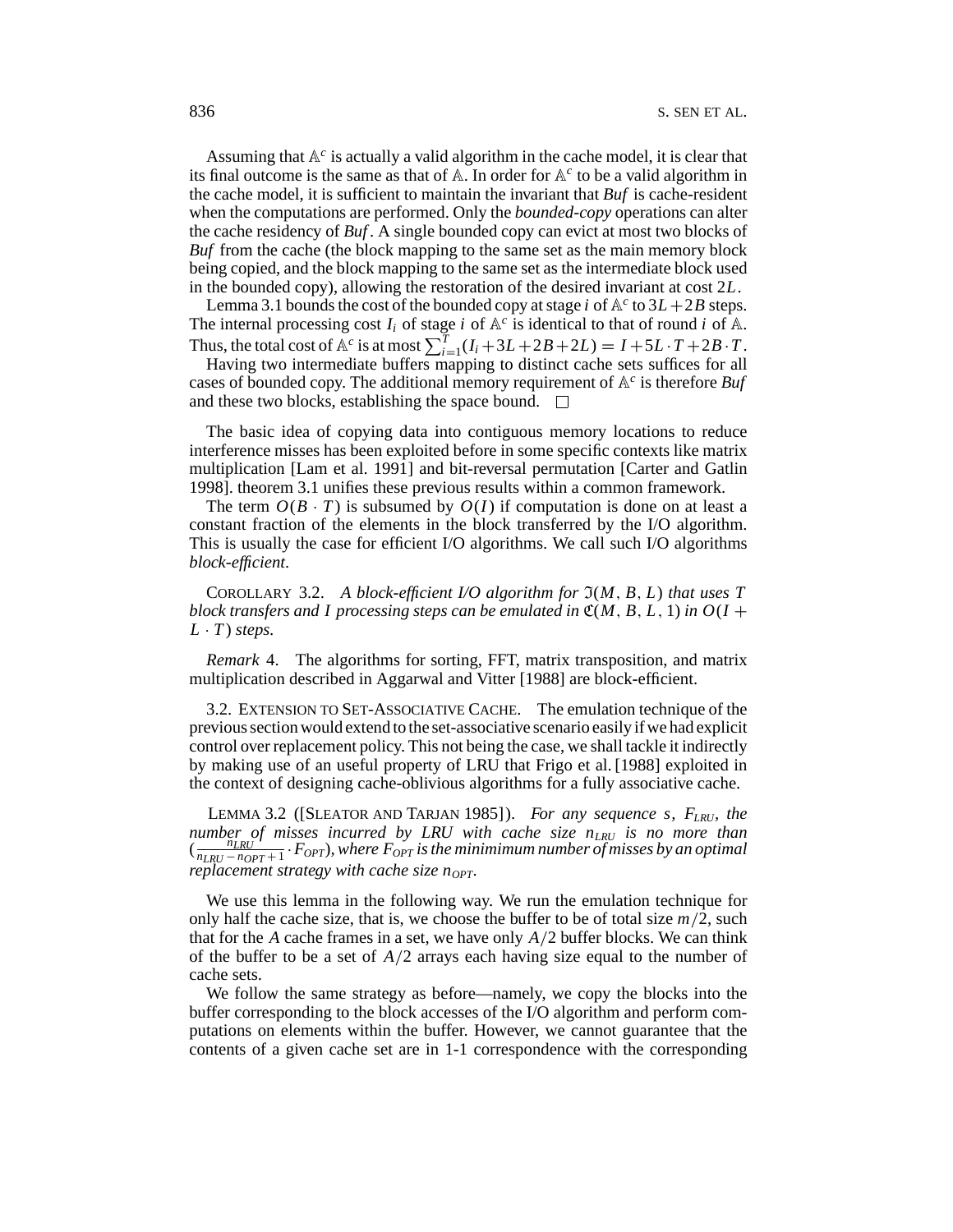Assuming that $\mathbb{A}^c$ is actually a valid algorithm in the cache model, it is clear that its final outcome is the same as that of $\mathbb{A}$. In order for $\mathbb{A}^c$ to be a valid algorithm in the cache model, it is sufficient to maintain the invariant that *Buf* is cache-resident when the computations are performed. Only the *bounded-copy* operations can alter the cache residency of *Buf*. A single bounded copy can evict at most two blocks of *Buf* from the cache (the block mapping to the same set as the main memory block being copied, and the block mapping to the same set as the intermediate block used in the bounded copy), allowing the restoration of the desired invariant at cost $2L$.

Lemma 3.1 bounds the cost of the bounded copy at stage $i$ of $\mathbb{A}^c$ to $3L + 2B$ steps. The internal processing cost $I_i$ of stage $i$ of $\mathbb{A}^c$ is identical to that of round $i$ of $\mathbb{A}$. Thus, the total cost of $\mathbb{A}^c$ is at most $\sum_{i=1}^{T}(I_i + 3L + 2B + 2L) = I + 5L \cdot T + 2B \cdot T$.

Having two intermediate buffers mapping to distinct cache sets suffices for all cases of bounded copy. The additional memory requirement of $\mathbb{A}^c$ is therefore *Buf* and these two blocks, establishing the space bound. □

The basic idea of copying data into contiguous memory locations to reduce interference misses has been exploited before in some specific contexts like matrix multiplication [Lam et al. 1991] and bit-reversal permutation [Carter and Gatlin 1998]. theorem 3.1 unifies these previous results within a common framework.

The term $O(B \cdot T)$ is subsumed by $O(I)$ if computation is done on at least a constant fraction of the elements in the block transferred by the I/O algorithm. This is usually the case for efficient I/O algorithms. We call such I/O algorithms *block-efficient*.

COROLLARY 3.2. *A block-efficient I/O algorithm for $\mathfrak{I}(M, B, L)$ that uses $T$ block transfers and $I$ processing steps can be emulated in $\mathfrak{C}(M, B, L, 1)$ in $O(I + L \cdot T)$ steps.*

*Remark* 4. The algorithms for sorting, FFT, matrix transposition, and matrix multiplication described in Aggarwal and Vitter [1988] are block-efficient.

## 3.2. Extension to Set-Associative Cache.

The emulation technique of the previous section would extend to the set-associative scenario easily if we had explicit control over replacement policy. This not being the case, we shall tackle it indirectly by making use of an useful property of LRU that Frigo et al. [1988] exploited in the context of designing cache-oblivious algorithms for a fully associative cache.

LEMMA 3.2 ([SLEATOR AND TARJAN 1985]). *For any sequence $s$, $F_{LRU}$, the number of misses incurred by LRU with cache size $n_{LRU}$ is no more than $(\frac{n_{LRU}}{n_{LRU} - n_{OPT} + 1} \cdot F_{OPT})$, where $F_{OPT}$ is the miniminum number of misses by an optimal replacement strategy with cache size $n_{OPT}$.*

We use this lemma in the following way. We run the emulation technique for only half the cache size, that is, we choose the buffer to be of total size $m/2$, such that for the $A$ cache frames in a set, we have only $A/2$ buffer blocks. We can think of the buffer to be a set of $A/2$ arrays each having size equal to the number of cache sets.

We follow the same strategy as before—namely, we copy the blocks into the buffer corresponding to the block accesses of the I/O algorithm and perform computations on elements within the buffer. However, we cannot guarantee that the contents of a given cache set are in 1-1 correspondence with the corresponding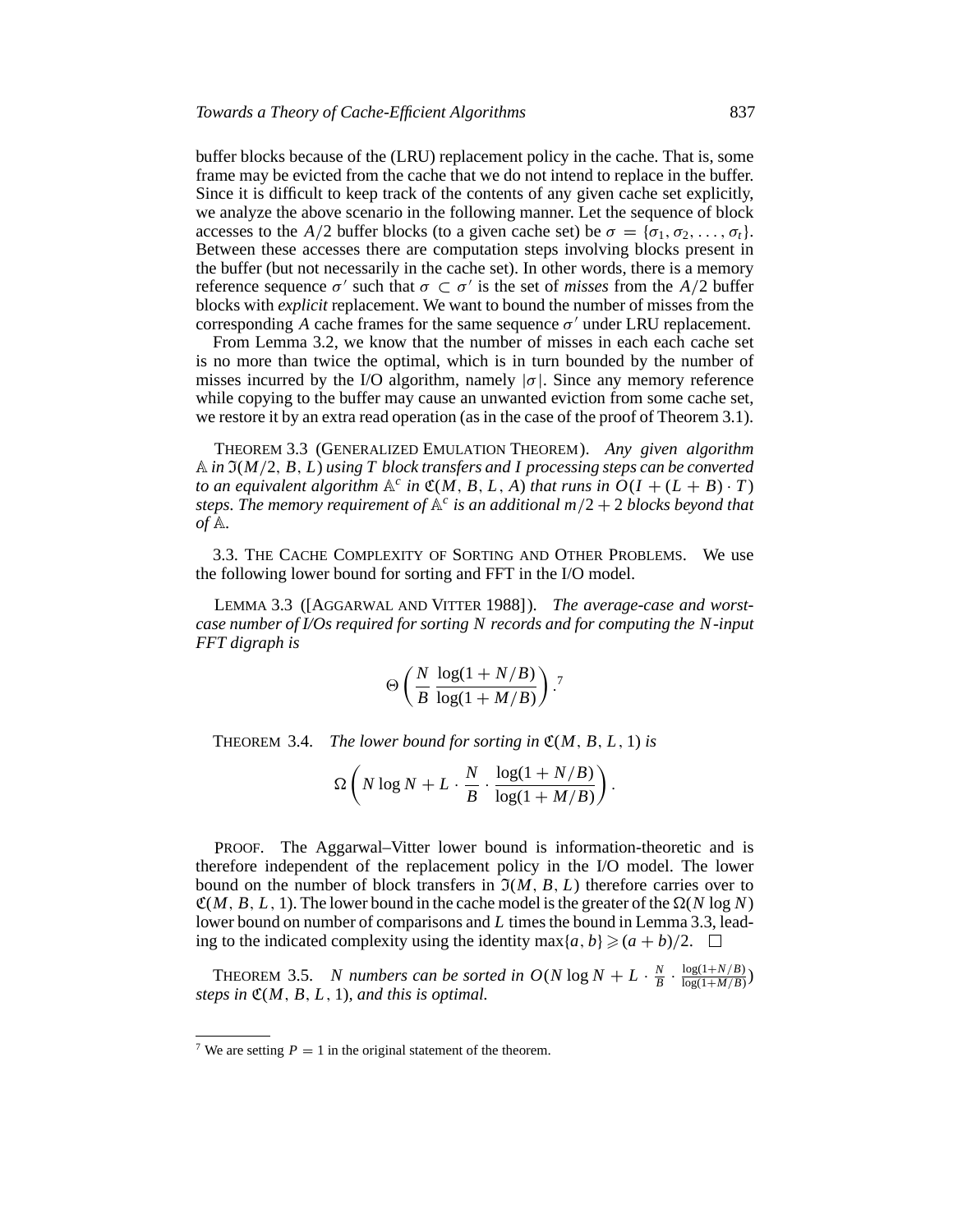buffer blocks because of the (LRU) replacement policy in the cache. That is, some frame may be evicted from the cache that we do not intend to replace in the buffer. Since it is difficult to keep track of the contents of any given cache set explicitly, we analyze the above scenario in the following manner. Let the sequence of block accesses to the $A/2$ buffer blocks (to a given cache set) be $\sigma = \{\sigma_1, \sigma_2, \ldots, \sigma_t\}$. Between these accesses there are computation steps involving blocks present in the buffer (but not necessarily in the cache set). In other words, there is a memory reference sequence $\sigma'$ such that $\sigma \subset \sigma'$ is the set of *misses* from the $A/2$ buffer blocks with *explicit* replacement. We want to bound the number of misses from the corresponding $A$ cache frames for the same sequence $\sigma'$ under LRU replacement.

From Lemma 3.2, we know that the number of misses in each each cache set is no more than twice the optimal, which is in turn bounded by the number of misses incurred by the I/O algorithm, namely $|\sigma|$. Since any memory reference while copying to the buffer may cause an unwanted eviction from some cache set, we restore it by an extra read operation (as in the case of the proof of Theorem 3.1).

THEOREM 3.3 (GENERALIZED EMULATION THEOREM). *Any given algorithm* $\mathbb{A}$ *in* $\mathfrak{I}(M/2, B, L)$ *using* $T$ *block transfers and* $I$ *processing steps can be converted to an equivalent algorithm* $\mathbb{A}^c$ *in* $\mathfrak{C}(M, B, L, A)$ *that runs in* $O(I + (L + B) \cdot T)$ *steps. The memory requirement of* $\mathbb{A}^c$ *is an additional* $m/2 + 2$ *blocks beyond that of* $\mathbb{A}$.

### 3.3. THE CACHE COMPLEXITY OF SORTING AND OTHER PROBLEMS.

We use the following lower bound for sorting and FFT in the I/O model.

LEMMA 3.3 ([AGGARWAL AND VITTER 1988]). *The average-case and worst-case number of I/Os required for sorting* $N$ *records and for computing the* $N$*-input FFT digraph is*

$$\Theta\left(\frac{N}{B}\,\frac{\log(1 + N/B)}{\log(1 + M/B)}\right).^{7}$$

THEOREM 3.4. *The lower bound for sorting in* $\mathfrak{C}(M, B, L, 1)$ *is*

$$\Omega\left(N \log N + L \cdot \frac{N}{B} \cdot \frac{\log(1 + N/B)}{\log(1 + M/B)}\right).$$

PROOF. The Aggarwal–Vitter lower bound is information-theoretic and is therefore independent of the replacement policy in the I/O model. The lower bound on the number of block transfers in $\mathfrak{I}(M, B, L)$ therefore carries over to $\mathfrak{C}(M, B, L, 1)$. The lower bound in the cache model is the greater of the $\Omega(N \log N)$ lower bound on number of comparisons and $L$ times the bound in Lemma 3.3, leading to the indicated complexity using the identity $\max\{a, b\} \geqslant (a + b)/2$. $\square$

THEOREM 3.5. *$N$ numbers can be sorted in* $O(N \log N + L \cdot \frac{N}{B} \cdot \frac{\log(1+N/B)}{\log(1+M/B)})$ *steps in* $\mathfrak{C}(M, B, L, 1)$*, and this is optimal.*

---

[7] We are setting $P = 1$ in the original statement of the theorem.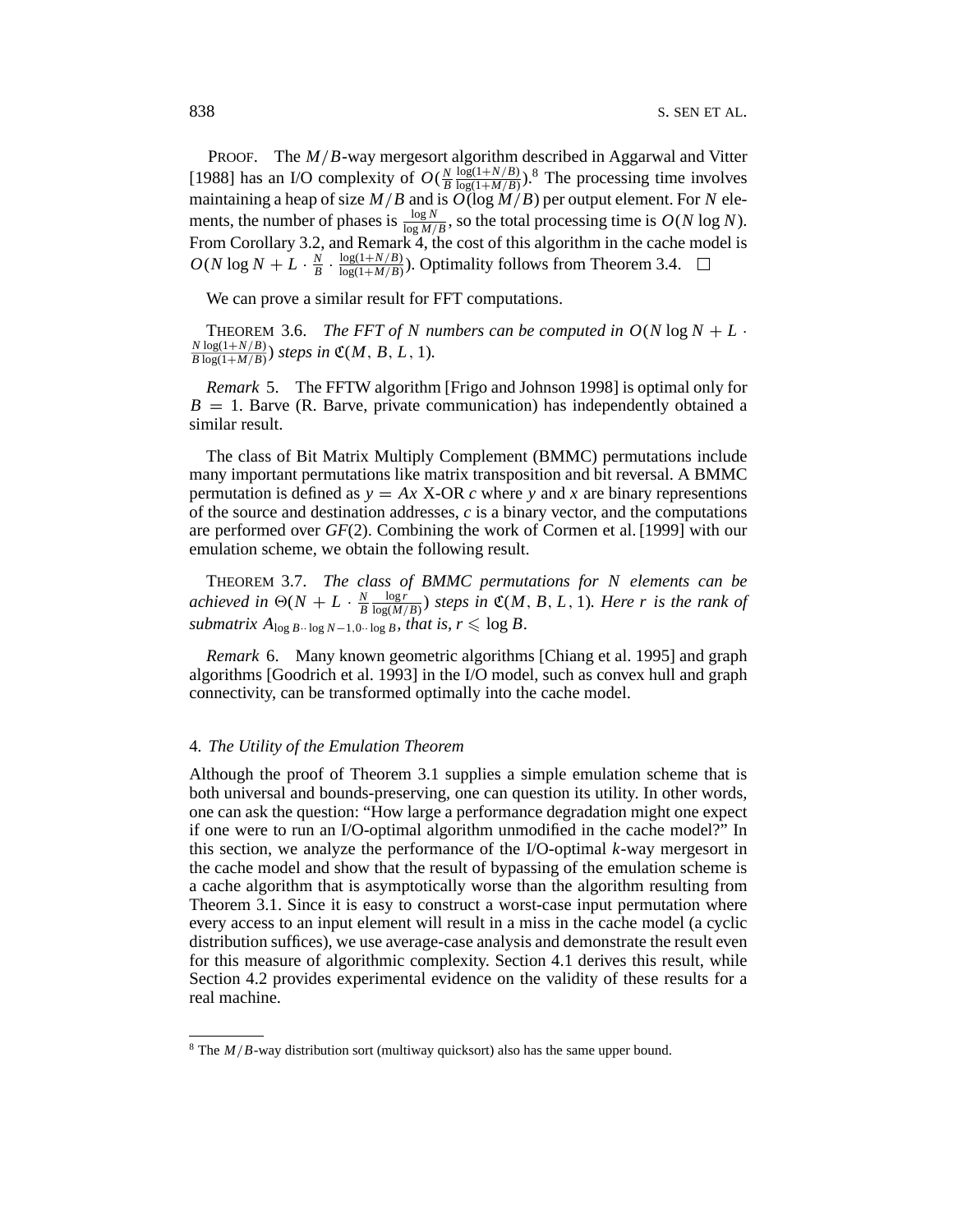PROOF. The $M/B$-way mergesort algorithm described in Aggarwal and Vitter [1988] has an I/O complexity of $O(\frac{N}{B}\frac{\log(1+N/B)}{\log(1+M/B)})$.[8] The processing time involves maintaining a heap of size $M/B$ and is $O(\log M/B)$ per output element. For $N$ elements, the number of phases is $\frac{\log N}{\log M/B}$, so the total processing time is $O(N \log N)$. From Corollary 3.2, and Remark 4, the cost of this algorithm in the cache model is $O(N \log N + L \cdot \frac{N}{B} \cdot \frac{\log(1+N/B)}{\log(1+M/B)})$. Optimality follows from Theorem 3.4. □

We can prove a similar result for FFT computations.

THEOREM 3.6. *The FFT of $N$ numbers can be computed in $O(N \log N + L \cdot \frac{N \log(1+N/B)}{B \log(1+M/B)})$ steps in $\mathfrak{C}(M, B, L, 1)$.*

*Remark* 5. The FFTW algorithm [Frigo and Johnson 1998] is optimal only for $B = 1$. Barve (R. Barve, private communication) has independently obtained a similar result.

The class of Bit Matrix Multiply Complement (BMMC) permutations include many important permutations like matrix transposition and bit reversal. A BMMC permutation is defined as $y = Ax$ X-OR $c$ where $y$ and $x$ are binary representions of the source and destination addresses, $c$ is a binary vector, and the computations are performed over $GF(2)$. Combining the work of Cormen et al. [1999] with our emulation scheme, we obtain the following result.

THEOREM 3.7. *The class of BMMC permutations for $N$ elements can be achieved in $\Theta(N + L \cdot \frac{N}{B}\frac{\log r}{\log(M/B)})$ steps in $\mathfrak{C}(M, B, L, 1)$. Here $r$ is the rank of submatrix $A_{\log B \cdot\cdot \log N-1, 0 \cdot\cdot \log B}$, that is, $r \leqslant \log B$.*

*Remark* 6. Many known geometric algorithms [Chiang et al. 1995] and graph algorithms [Goodrich et al. 1993] in the I/O model, such as convex hull and graph connectivity, can be transformed optimally into the cache model.

## 4. *The Utility of the Emulation Theorem*

Although the proof of Theorem 3.1 supplies a simple emulation scheme that is both universal and bounds-preserving, one can question its utility. In other words, one can ask the question: "How large a performance degradation might one expect if one were to run an I/O-optimal algorithm unmodified in the cache model?" In this section, we analyze the performance of the I/O-optimal $k$-way mergesort in the cache model and show that the result of bypassing of the emulation scheme is a cache algorithm that is asymptotically worse than the algorithm resulting from Theorem 3.1. Since it is easy to construct a worst-case input permutation where every access to an input element will result in a miss in the cache model (a cyclic distribution suffices), we use average-case analysis and demonstrate the result even for this measure of algorithmic complexity. Section 4.1 derives this result, while Section 4.2 provides experimental evidence on the validity of these results for a real machine.

---

[8] The $M/B$-way distribution sort (multiway quicksort) also has the same upper bound.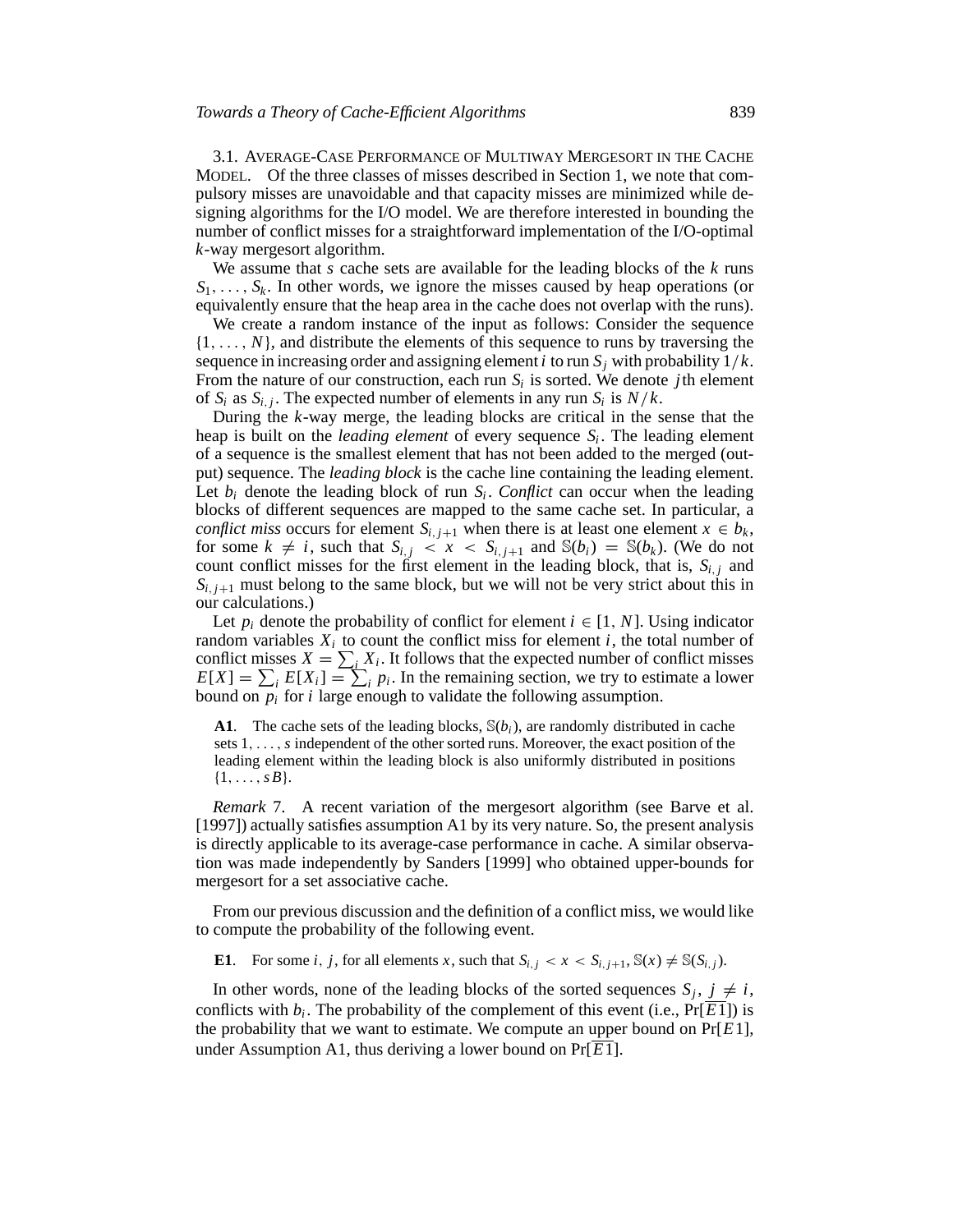3.1. Average-Case Performance of Multiway Mergesort in the Cache Model. Of the three classes of misses described in Section 1, we note that compulsory misses are unavoidable and that capacity misses are minimized while designing algorithms for the I/O model. We are therefore interested in bounding the number of conflict misses for a straightforward implementation of the I/O-optimal $k$-way mergesort algorithm.

We assume that $s$ cache sets are available for the leading blocks of the $k$ runs $S_1, \ldots, S_k$. In other words, we ignore the misses caused by heap operations (or equivalently ensure that the heap area in the cache does not overlap with the runs).

We create a random instance of the input as follows: Consider the sequence $\{1, \ldots, N\}$, and distribute the elements of this sequence to runs by traversing the sequence in increasing order and assigning element $i$ to run $S_j$ with probability $1/k$. From the nature of our construction, each run $S_i$ is sorted. We denote $j$th element of $S_i$ as $S_{i,j}$. The expected number of elements in any run $S_i$ is $N/k$.

During the $k$-way merge, the leading blocks are critical in the sense that the heap is built on the *leading element* of every sequence $S_i$. The leading element of a sequence is the smallest element that has not been added to the merged (output) sequence. The *leading block* is the cache line containing the leading element. Let $b_i$ denote the leading block of run $S_i$. *Conflict* can occur when the leading blocks of different sequences are mapped to the same cache set. In particular, a *conflict miss* occurs for element $S_{i,j+1}$ when there is at least one element $x \in b_k$, for some $k \neq i$, such that $S_{i,j} < x < S_{i,j+1}$ and $\mathbb{S}(b_i) = \mathbb{S}(b_k)$. (We do not count conflict misses for the first element in the leading block, that is, $S_{i,j}$ and $S_{i,j+1}$ must belong to the same block, but we will not be very strict about this in our calculations.)

Let $p_i$ denote the probability of conflict for element $i \in [1, N]$. Using indicator random variables $X_i$ to count the conflict miss for element $i$, the total number of conflict misses $X = \sum_i X_i$. It follows that the expected number of conflict misses $E[X] = \sum_i E[X_i] = \sum_i p_i$. In the remaining section, we try to estimate a lower bound on $p_i$ for $i$ large enough to validate the following assumption.

**A1**. The cache sets of the leading blocks, $\mathbb{S}(b_i)$, are randomly distributed in cache sets $1, \ldots, s$ independent of the other sorted runs. Moreover, the exact position of the leading element within the leading block is also uniformly distributed in positions $\{1, \ldots, sB\}$.

*Remark* 7. A recent variation of the mergesort algorithm (see Barve et al. [1997]) actually satisfies assumption A1 by its very nature. So, the present analysis is directly applicable to its average-case performance in cache. A similar observation was made independently by Sanders [1999] who obtained upper-bounds for mergesort for a set associative cache.

From our previous discussion and the definition of a conflict miss, we would like to compute the probability of the following event.

**E1**. For some $i$, $j$, for all elements $x$, such that $S_{i,j} < x < S_{i,j+1}$, $\mathbb{S}(x) \neq \mathbb{S}(S_{i,j})$.

In other words, none of the leading blocks of the sorted sequences $S_j$, $j \neq i$, conflicts with $b_i$. The probability of the complement of this event (i.e., $\Pr[\overline{E1}]$) is the probability that we want to estimate. We compute an upper bound on $\Pr[E1]$, under Assumption A1, thus deriving a lower bound on $\Pr[\overline{E1}]$.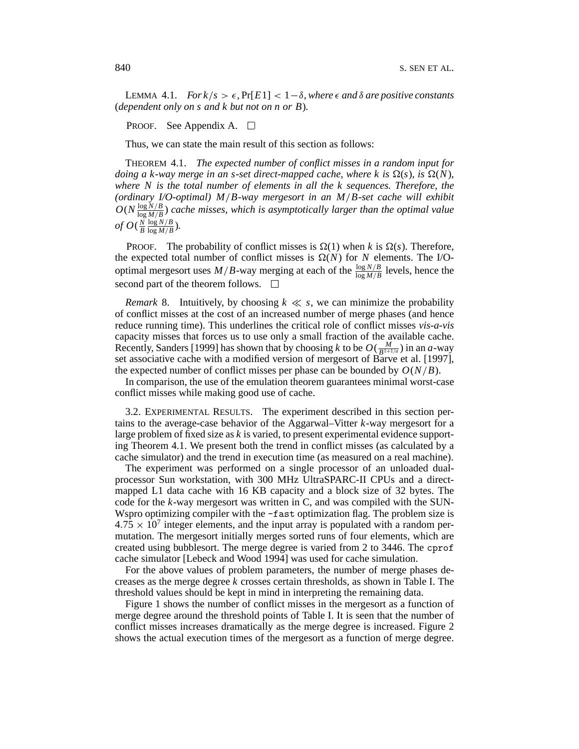LEMMA 4.1. *For $k/s > \epsilon$, $\Pr[E1] < 1 - \delta$, where $\epsilon$ and $\delta$ are positive constants (dependent only on $s$ and $k$ but not on $n$ or $B$).*

PROOF. See Appendix A. □

Thus, we can state the main result of this section as follows:

THEOREM 4.1. *The expected number of conflict misses in a random input for doing a $k$-way merge in an $s$-set direct-mapped cache, where $k$ is $\Omega(s)$, is $\Omega(N)$, where $N$ is the total number of elements in all the $k$ sequences. Therefore, the (ordinary I/O-optimal) $M/B$-way mergesort in an $M/B$-set cache will exhibit $O(N \frac{\log N/B}{\log M/B})$ cache misses, which is asymptotically larger than the optimal value of $O(\frac{N}{B} \frac{\log N/B}{\log M/B})$.*

PROOF. The probability of conflict misses is $\Omega(1)$ when $k$ is $\Omega(s)$. Therefore, the expected total number of conflict misses is $\Omega(N)$ for $N$ elements. The I/O-optimal mergesort uses $M/B$-way merging at each of the $\frac{\log N/B}{\log M/B}$ levels, hence the second part of the theorem follows. □

*Remark* 8. Intuitively, by choosing $k \ll s$, we can minimize the probability of conflict misses at the cost of an increased number of merge phases (and hence reduce running time). This underlines the critical role of conflict misses *vis-a-vis* capacity misses that forces us to use only a small fraction of the available cache. Recently, Sanders [1999] has shown that by choosing $k$ to be $O(\frac{M}{B^{1+1/a}})$ in an $a$-way set associative cache with a modified version of mergesort of Barve et al. [1997], the expected number of conflict misses per phase can be bounded by $O(N/B)$.

In comparison, the use of the emulation theorem guarantees minimal worst-case conflict misses while making good use of cache.

3.2. EXPERIMENTAL RESULTS. The experiment described in this section pertains to the average-case behavior of the Aggarwal–Vitter $k$-way mergesort for a large problem of fixed size as $k$ is varied, to present experimental evidence supporting Theorem 4.1. We present both the trend in conflict misses (as calculated by a cache simulator) and the trend in execution time (as measured on a real machine).

The experiment was performed on a single processor of an unloaded dual-processor Sun workstation, with 300 MHz UltraSPARC-II CPUs and a direct-mapped L1 data cache with 16 KB capacity and a block size of 32 bytes. The code for the $k$-way mergesort was written in C, and was compiled with the SUN-Wspro optimizing compiler with the `-fast` optimization flag. The problem size is $4.75 \times 10^7$ integer elements, and the input array is populated with a random permutation. The mergesort initially merges sorted runs of four elements, which are created using bubblesort. The merge degree is varied from 2 to 3446. The `cprof` cache simulator [Lebeck and Wood 1994] was used for cache simulation.

For the above values of problem parameters, the number of merge phases decreases as the merge degree $k$ crosses certain thresholds, as shown in Table I. The threshold values should be kept in mind in interpreting the remaining data.

Figure 1 shows the number of conflict misses in the mergesort as a function of merge degree around the threshold points of Table I. It is seen that the number of conflict misses increases dramatically as the merge degree is increased. Figure 2 shows the actual execution times of the mergesort as a function of merge degree.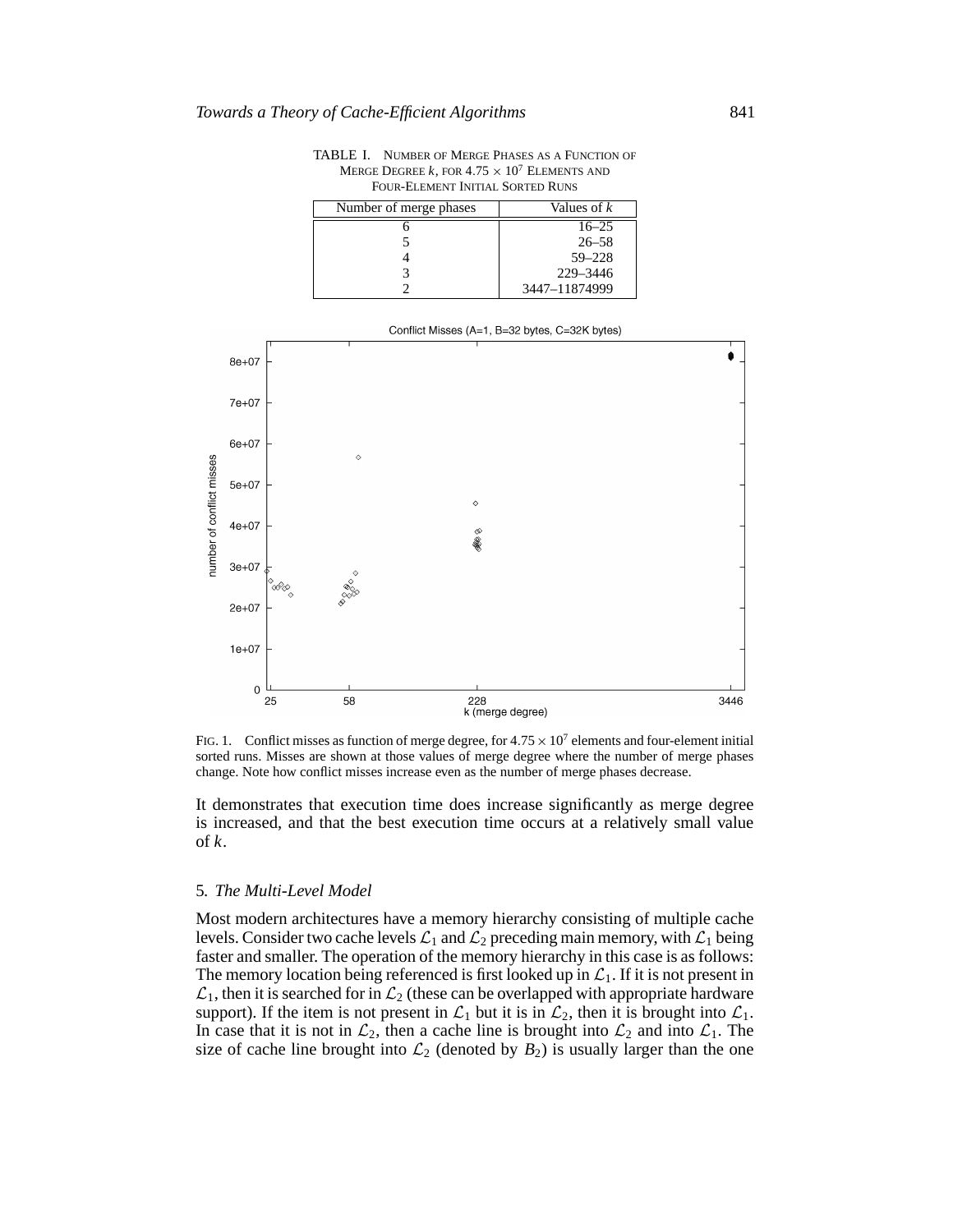TABLE I. NUMBER OF MERGE PHASES AS A FUNCTION OF MERGE DEGREE $k$, FOR $4.75 \times 10^7$ ELEMENTS AND FOUR-ELEMENT INITIAL SORTED RUNS

| Number of merge phases | Values of $k$ |
|---|---|
| 6 | 16–25 |
| 5 | 26–58 |
| 4 | 59–228 |
| 3 | 229–3446 |
| 2 | 3447–11874999 |

FIG. 1. Conflict misses as function of merge degree, for $4.75 \times 10^7$ elements and four-element initial sorted runs. Misses are shown at those values of merge degree where the number of merge phases change. Note how conflict misses increase even as the number of merge phases decrease.

It demonstrates that execution time does increase significantly as merge degree is increased, and that the best execution time occurs at a relatively small value of $k$.

## 5. *The Multi-Level Model*

Most modern architectures have a memory hierarchy consisting of multiple cache levels. Consider two cache levels $\mathcal{L}_1$ and $\mathcal{L}_2$ preceding main memory, with $\mathcal{L}_1$ being faster and smaller. The operation of the memory hierarchy in this case is as follows: The memory location being referenced is first looked up in $\mathcal{L}_1$. If it is not present in $\mathcal{L}_1$, then it is searched for in $\mathcal{L}_2$ (these can be overlapped with appropriate hardware support). If the item is not present in $\mathcal{L}_1$ but it is in $\mathcal{L}_2$, then it is brought into $\mathcal{L}_1$. In case that it is not in $\mathcal{L}_2$, then a cache line is brought into $\mathcal{L}_2$ and into $\mathcal{L}_1$. The size of cache line brought into $\mathcal{L}_2$ (denoted by $B_2$) is usually larger than the one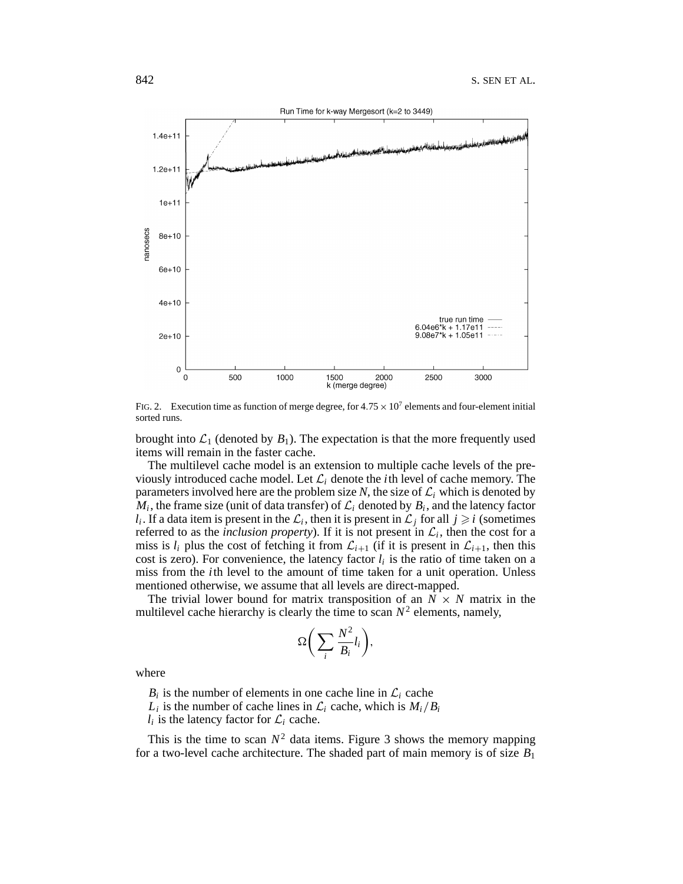FIG. 2. Execution time as function of merge degree, for $4.75 \times 10^7$ elements and four-element initial sorted runs.

brought into $\mathcal{L}_1$ (denoted by $B_1$). The expectation is that the more frequently used items will remain in the faster cache.

The multilevel cache model is an extension to multiple cache levels of the previously introduced cache model. Let $\mathcal{L}_i$ denote the $i$th level of cache memory. The parameters involved here are the problem size $N$, the size of $\mathcal{L}_i$ which is denoted by $M_i$, the frame size (unit of data transfer) of $\mathcal{L}_i$ denoted by $B_i$, and the latency factor $l_i$. If a data item is present in the $\mathcal{L}_i$, then it is present in $\mathcal{L}_j$ for all $j \geqslant i$ (sometimes referred to as the *inclusion property*). If it is not present in $\mathcal{L}_i$, then the cost for a miss is $l_i$ plus the cost of fetching it from $\mathcal{L}_{i+1}$ (if it is present in $\mathcal{L}_{i+1}$, then this cost is zero). For convenience, the latency factor $l_i$ is the ratio of time taken on a miss from the $i$th level to the amount of time taken for a unit operation. Unless mentioned otherwise, we assume that all levels are direct-mapped.

The trivial lower bound for matrix transposition of an $N \times N$ matrix in the multilevel cache hierarchy is clearly the time to scan $N^2$ elements, namely,

$$\Omega\left(\sum_i \frac{N^2}{B_i} l_i\right),$$

where

$B_i$ is the number of elements in one cache line in $\mathcal{L}_i$ cache
$L_i$ is the number of cache lines in $\mathcal{L}_i$ cache, which is $M_i/B_i$
$l_i$ is the latency factor for $\mathcal{L}_i$ cache.

This is the time to scan $N^2$ data items. Figure 3 shows the memory mapping for a two-level cache architecture. The shaded part of main memory is of size $B_1$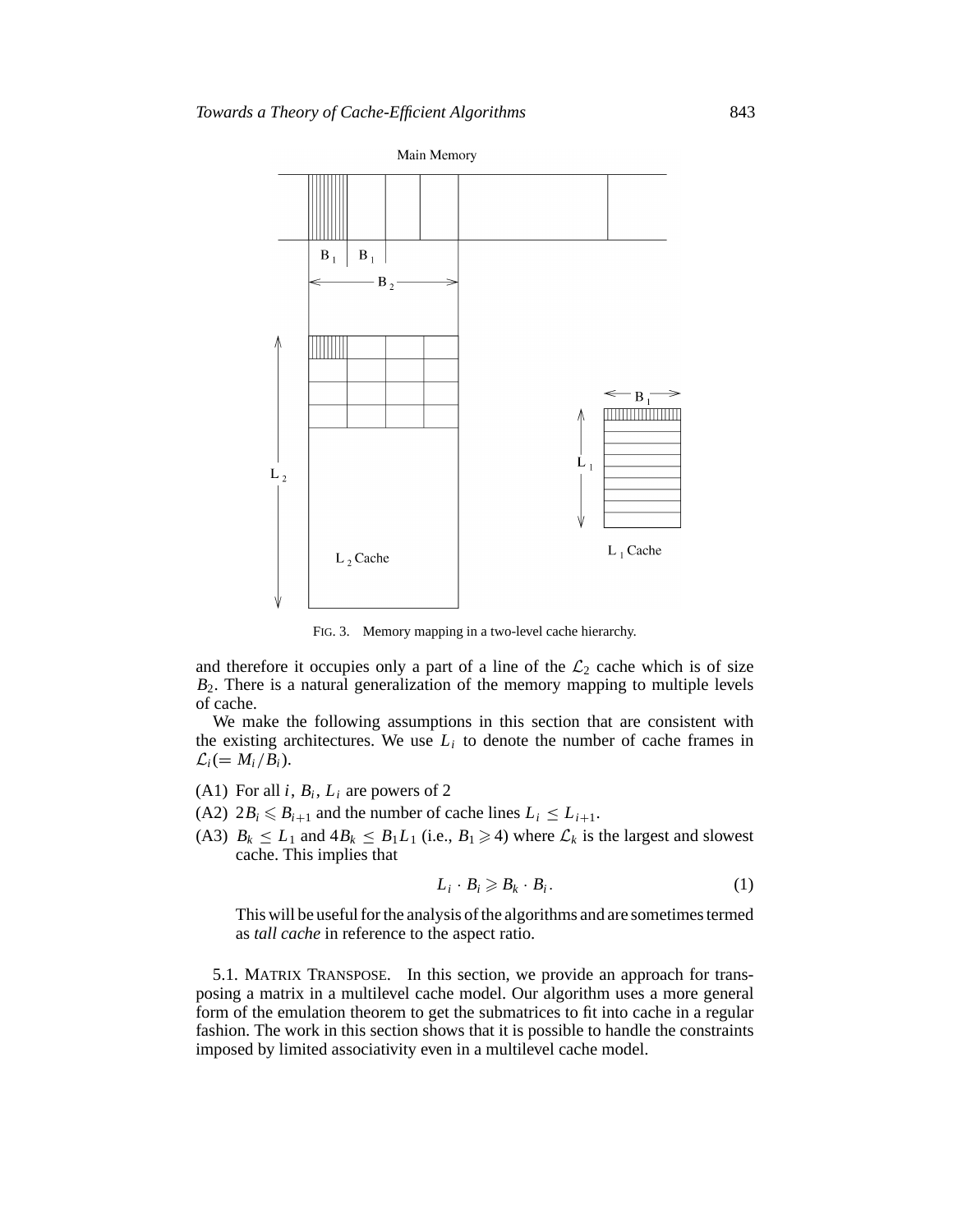FIG. 3. Memory mapping in a two-level cache hierarchy.

and therefore it occupies only a part of a line of the $\mathcal{L}_2$ cache which is of size $B_2$. There is a natural generalization of the memory mapping to multiple levels of cache.

We make the following assumptions in this section that are consistent with the existing architectures. We use $L_i$ to denote the number of cache frames in $\mathcal{L}_i (= M_i/B_i)$.

(A1) For all $i$, $B_i$, $L_i$ are powers of 2

(A2) $2B_i \leqslant B_{i+1}$ and the number of cache lines $L_i \leq L_{i+1}$.

(A3) $B_k \leq L_1$ and $4B_k \leq B_1 L_1$ (i.e., $B_1 \geqslant 4$) where $\mathcal{L}_k$ is the largest and slowest cache. This implies that

$$L_i \cdot B_i \geqslant B_k \cdot B_i. \tag{1}$$

This will be useful for the analysis of the algorithms and are sometimes termed as *tall cache* in reference to the aspect ratio.

5.1. MATRIX TRANSPOSE. In this section, we provide an approach for transposing a matrix in a multilevel cache model. Our algorithm uses a more general form of the emulation theorem to get the submatrices to fit into cache in a regular fashion. The work in this section shows that it is possible to handle the constraints imposed by limited associativity even in a multilevel cache model.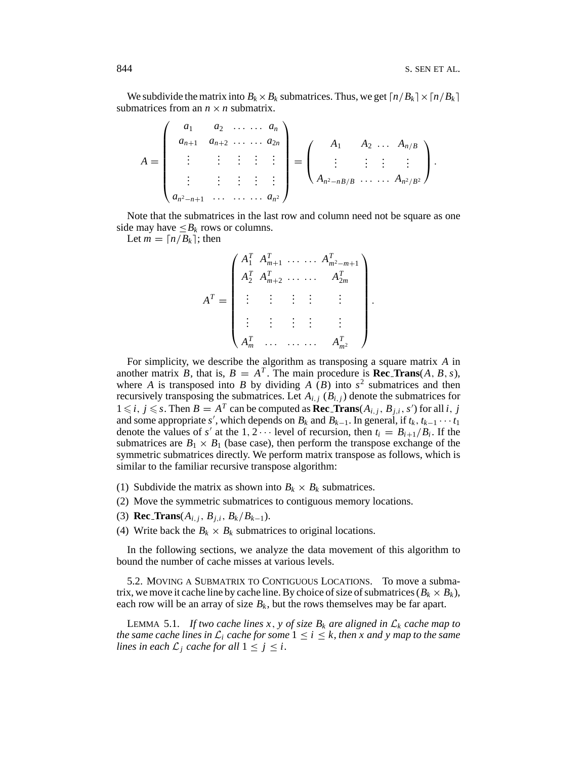We subdivide the matrix into $B_k \times B_k$ submatrices. Thus, we get $\lceil n/B_k \rceil \times \lceil n/B_k \rceil$ submatrices from an $n \times n$ submatrix.

$$A = \begin{pmatrix} a_1 & a_2 & \ldots & \ldots & a_n \\ a_{n+1} & a_{n+2} & \ldots & \ldots & a_{2n} \\ \vdots & \vdots & \vdots & \vdots & \vdots \\ \vdots & \vdots & \vdots & \vdots & \vdots \\ a_{n^2-n+1} & \ldots & \ldots & \ldots & a_{n^2} \end{pmatrix} = \begin{pmatrix} A_1 & A_2 & \ldots & A_{n/B} \\ \vdots & \vdots & \vdots & \vdots \\ A_{n^2-nB/B} & \ldots & \ldots & A_{n^2/B^2} \end{pmatrix}.$$

Note that the submatrices in the last row and column need not be square as one side may have $\leq B_k$ rows or columns.

Let $m = \lceil n/B_k \rceil$; then

$$A^T = \begin{pmatrix} A_1^T & A_{m+1}^T & \ldots & \ldots & A_{m^2-m+1}^T \\ A_2^T & A_{m+2}^T & \ldots & \ldots & A_{2m}^T \\ \vdots & \vdots & \vdots & \vdots & \vdots \\ \vdots & \vdots & \vdots & \vdots & \vdots \\ A_m^T & \ldots & \ldots & \ldots & A_{m^2}^T \end{pmatrix}.$$

For simplicity, we describe the algorithm as transposing a square matrix $A$ in another matrix $B$, that is, $B = A^T$. The main procedure is **Rec_Trans**$(A, B, s)$, where $A$ is transposed into $B$ by dividing $A$ ($B$) into $s^2$ submatrices and then recursively transposing the submatrices. Let $A_{i,j}$ ($B_{i,j}$) denote the submatrices for $1 \leqslant i, j \leqslant s$. Then $B = A^T$ can be computed as **Rec_Trans**$(A_{i,j}, B_{j,i}, s')$ for all $i, j$ and some appropriate $s'$, which depends on $B_k$ and $B_{k-1}$. In general, if $t_k, t_{k-1} \cdots t_1$ denote the values of $s'$ at the $1, 2 \cdots$ level of recursion, then $t_i = B_{i+1}/B_i$. If the submatrices are $B_1 \times B_1$ (base case), then perform the transpose exchange of the symmetric submatrices directly. We perform matrix transpose as follows, which is similar to the familiar recursive transpose algorithm:

(1) Subdivide the matrix as shown into $B_k \times B_k$ submatrices.
(2) Move the symmetric submatrices to contiguous memory locations.
(3) **Rec_Trans**$(A_{i,j}, B_{j,i}, B_k/B_{k-1})$.
(4) Write back the $B_k \times B_k$ submatrices to original locations.

In the following sections, we analyze the data movement of this algorithm to bound the number of cache misses at various levels.

5.2. MOVING A SUBMATRIX TO CONTIGUOUS LOCATIONS. To move a submatrix, we move it cache line by cache line. By choice of size of submatrices ($B_k \times B_k$), each row will be an array of size $B_k$, but the rows themselves may be far apart.

LEMMA 5.1. *If two cache lines $x, y$ of size $B_k$ are aligned in $\mathcal{L}_k$ cache map to the same cache lines in $\mathcal{L}_i$ cache for some $1 \leq i \leq k$, then $x$ and $y$ map to the same lines in each $\mathcal{L}_j$ cache for all $1 \leq j \leq i$.*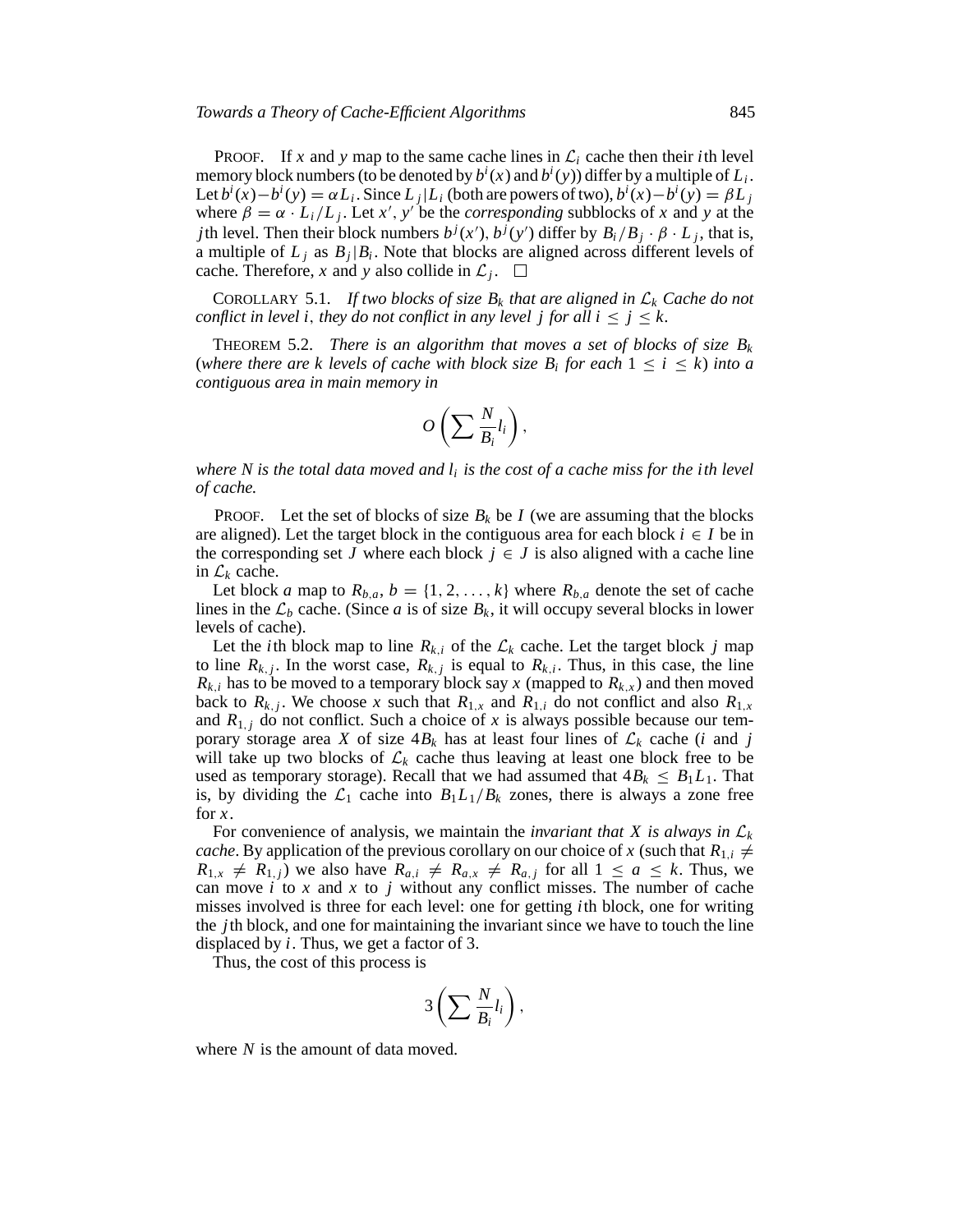PROOF. If $x$ and $y$ map to the same cache lines in $\mathcal{L}_i$ cache then their $i$th level memory block numbers (to be denoted by $b^i(x)$ and $b^i(y)$) differ by a multiple of $L_i$. Let $b^i(x) - b^i(y) = \alpha L_i$. Since $L_j | L_i$ (both are powers of two), $b^i(x) - b^i(y) = \beta L_j$ where $\beta = \alpha \cdot L_i / L_j$. Let $x'$, $y'$ be the *corresponding* subblocks of $x$ and $y$ at the $j$th level. Then their block numbers $b^j(x')$, $b^j(y')$ differ by $B_i / B_j \cdot \beta \cdot L_j$, that is, a multiple of $L_j$ as $B_j | B_i$. Note that blocks are aligned across different levels of cache. Therefore, $x$ and $y$ also collide in $\mathcal{L}_j$. □

COROLLARY 5.1. *If two blocks of size $B_k$ that are aligned in $\mathcal{L}_k$ Cache do not conflict in level $i$, they do not conflict in any level $j$ for all $i \le j \le k$.*

THEOREM 5.2. *There is an algorithm that moves a set of blocks of size $B_k$ (where there are $k$ levels of cache with block size $B_i$ for each $1 \le i \le k$) into a contiguous area in main memory in*

$$O\left(\sum \frac{N}{B_i} l_i\right),$$

*where $N$ is the total data moved and $l_i$ is the cost of a cache miss for the $i$th level of cache.*

PROOF. Let the set of blocks of size $B_k$ be $I$ (we are assuming that the blocks are aligned). Let the target block in the contiguous area for each block $i \in I$ be in the corresponding set $J$ where each block $j \in J$ is also aligned with a cache line in $\mathcal{L}_k$ cache.

Let block $a$ map to $R_{b,a}$, $b = \{1, 2, \ldots, k\}$ where $R_{b,a}$ denote the set of cache lines in the $\mathcal{L}_b$ cache. (Since $a$ is of size $B_k$, it will occupy several blocks in lower levels of cache).

Let the $i$th block map to line $R_{k,i}$ of the $\mathcal{L}_k$ cache. Let the target block $j$ map to line $R_{k,j}$. In the worst case, $R_{k,j}$ is equal to $R_{k,i}$. Thus, in this case, the line $R_{k,i}$ has to be moved to a temporary block say $x$ (mapped to $R_{k,x}$) and then moved back to $R_{k,j}$. We choose $x$ such that $R_{1,x}$ and $R_{1,i}$ do not conflict and also $R_{1,x}$ and $R_{1,j}$ do not conflict. Such a choice of $x$ is always possible because our temporary storage area $X$ of size $4B_k$ has at least four lines of $\mathcal{L}_k$ cache ($i$ and $j$ will take up two blocks of $\mathcal{L}_k$ cache thus leaving at least one block free to be used as temporary storage). Recall that we had assumed that $4B_k \le B_1 L_1$. That is, by dividing the $\mathcal{L}_1$ cache into $B_1 L_1 / B_k$ zones, there is always a zone free for $x$.

For convenience of analysis, we maintain the *invariant that $X$ is always in $\mathcal{L}_k$ cache*. By application of the previous corollary on our choice of $x$ (such that $R_{1,i} \neq R_{1,x} \neq R_{1,j}$) we also have $R_{a,i} \neq R_{a,x} \neq R_{a,j}$ for all $1 \le a \le k$. Thus, we can move $i$ to $x$ and $x$ to $j$ without any conflict misses. The number of cache misses involved is three for each level: one for getting $i$th block, one for writing the $j$th block, and one for maintaining the invariant since we have to touch the line displaced by $i$. Thus, we get a factor of 3.

Thus, the cost of this process is

$$3\left(\sum \frac{N}{B_i} l_i\right),$$

where $N$ is the amount of data moved.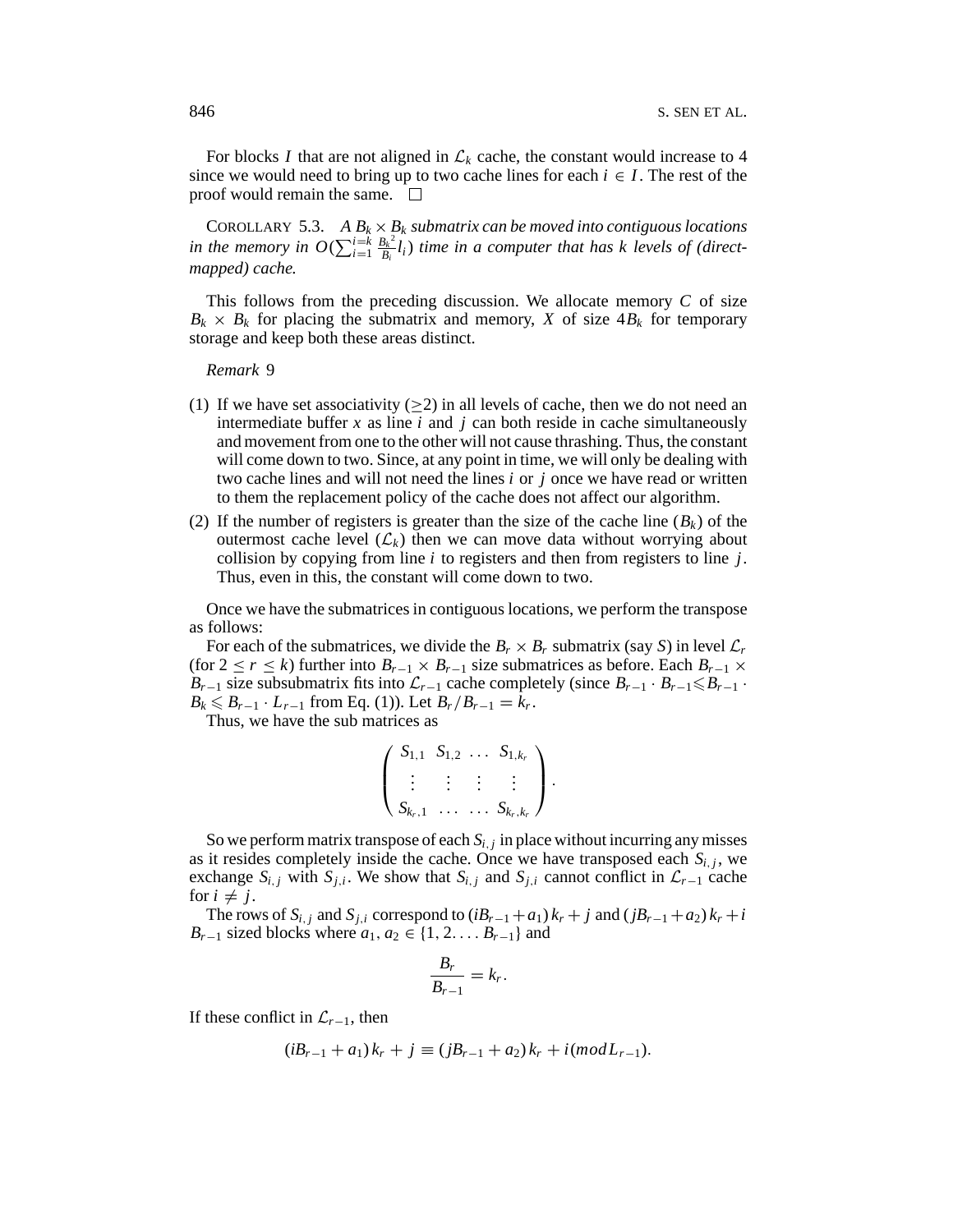For blocks $I$ that are not aligned in $\mathcal{L}_k$ cache, the constant would increase to 4 since we would need to bring up to two cache lines for each $i \in I$. The rest of the proof would remain the same. $\square$

COROLLARY 5.3. *A $B_k \times B_k$ submatrix can be moved into contiguous locations in the memory in $O(\sum_{i=1}^{i=k} \frac{B_k{}^2}{B_i} l_i)$ time in a computer that has k levels of (direct-mapped) cache.*

This follows from the preceding discussion. We allocate memory $C$ of size $B_k \times B_k$ for placing the submatrix and memory, $X$ of size $4B_k$ for temporary storage and keep both these areas distinct.

*Remark* 9

(1) If we have set associativity ($\geq$2) in all levels of cache, then we do not need an intermediate buffer $x$ as line $i$ and $j$ can both reside in cache simultaneously and movement from one to the other will not cause thrashing. Thus, the constant will come down to two. Since, at any point in time, we will only be dealing with two cache lines and will not need the lines $i$ or $j$ once we have read or written to them the replacement policy of the cache does not affect our algorithm.

(2) If the number of registers is greater than the size of the cache line ($B_k$) of the outermost cache level ($\mathcal{L}_k$) then we can move data without worrying about collision by copying from line $i$ to registers and then from registers to line $j$. Thus, even in this, the constant will come down to two.

Once we have the submatrices in contiguous locations, we perform the transpose as follows:

For each of the submatrices, we divide the $B_r \times B_r$ submatrix (say $S$) in level $\mathcal{L}_r$ (for $2 \leq r \leq k$) further into $B_{r-1} \times B_{r-1}$ size submatrices as before. Each $B_{r-1} \times B_{r-1}$ size subsubmatrix fits into $\mathcal{L}_{r-1}$ cache completely (since $B_{r-1} \cdot B_{r-1} \leqslant B_{r-1} \cdot B_k \leqslant B_{r-1} \cdot L_{r-1}$ from Eq. (1)). Let $B_r/B_{r-1} = k_r$.

Thus, we have the sub matrices as

$$\begin{pmatrix} S_{1,1} & S_{1,2} & \dots & S_{1,k_r} \\ \vdots & \vdots & \vdots & \vdots \\ S_{k_r,1} & \dots & \dots & S_{k_r,k_r} \end{pmatrix}.$$

So we perform matrix transpose of each $S_{i,j}$ in place without incurring any misses as it resides completely inside the cache. Once we have transposed each $S_{i,j}$, we exchange $S_{i,j}$ with $S_{j,i}$. We show that $S_{i,j}$ and $S_{j,i}$ cannot conflict in $\mathcal{L}_{r-1}$ cache for $i \neq j$.

The rows of $S_{i,j}$ and $S_{j,i}$ correspond to $(iB_{r-1}+a_1)\,k_r + j$ and $(jB_{r-1}+a_2)\,k_r + i$ $B_{r-1}$ sized blocks where $a_1, a_2 \in \{1, 2. \dots B_{r-1}\}$ and

$$\frac{B_r}{B_{r-1}} = k_r.$$

If these conflict in $\mathcal{L}_{r-1}$, then

$$(iB_{r-1} + a_1)\,k_r + j \equiv (jB_{r-1} + a_2)\,k_r + i(mod L_{r-1}).$$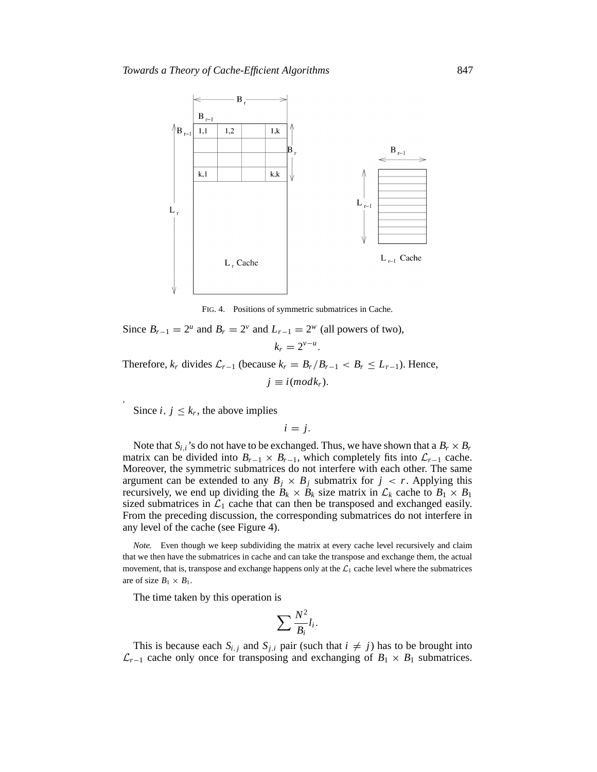FIG. 4. Positions of symmetric submatrices in Cache.

Since $B_{r-1} = 2^u$ and $B_r = 2^v$ and $L_{r-1} = 2^w$ (all powers of two),

$$k_r = 2^{v-u}.$$

Therefore, $k_r$ divides $\mathcal{L}_{r-1}$ (because $k_r = B_r/B_{r-1} < B_r \leq L_{r-1}$). Hence,

$$j \equiv i (mod k_r).$$

.

Since $i, j \leq k_r$, the above implies

$$i = j.$$

Note that $S_{i,i}$'s do not have to be exchanged. Thus, we have shown that a $B_r \times B_r$ matrix can be divided into $B_{r-1} \times B_{r-1}$, which completely fits into $\mathcal{L}_{r-1}$ cache. Moreover, the symmetric submatrices do not interfere with each other. The same argument can be extended to any $B_j \times B_j$ submatrix for $j < r$. Applying this recursively, we end up dividing the $B_k \times B_k$ size matrix in $\mathcal{L}_k$ cache to $B_1 \times B_1$ sized submatrices in $\mathcal{L}_1$ cache that can then be transposed and exchanged easily. From the preceding discussion, the corresponding submatrices do not interfere in any level of the cache (see Figure 4).

*Note.* Even though we keep subdividing the matrix at every cache level recursively and claim that we then have the submatrices in cache and can take the transpose and exchange them, the actual movement, that is, transpose and exchange happens only at the $\mathcal{L}_1$ cache level where the submatrices are of size $B_1 \times B_1$.

The time taken by this operation is

$$\sum \frac{N^2}{B_i} l_i.$$

This is because each $S_{i,j}$ and $S_{j,i}$ pair (such that $i \neq j$) has to be brought into $\mathcal{L}_{r-1}$ cache only once for transposing and exchanging of $B_1 \times B_1$ submatrices.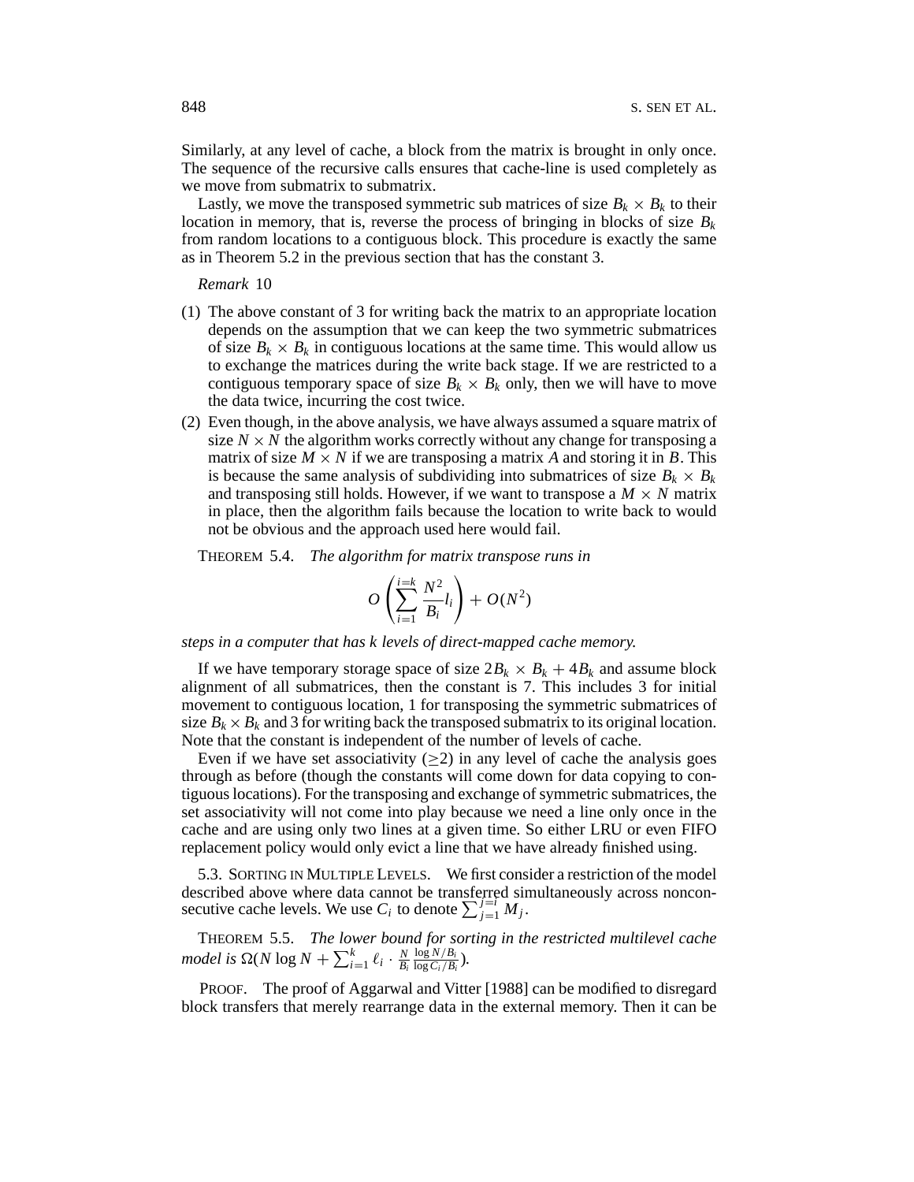Similarly, at any level of cache, a block from the matrix is brought in only once. The sequence of the recursive calls ensures that cache-line is used completely as we move from submatrix to submatrix.

Lastly, we move the transposed symmetric sub matrices of size $B_k \times B_k$ to their location in memory, that is, reverse the process of bringing in blocks of size $B_k$ from random locations to a contiguous block. This procedure is exactly the same as in Theorem 5.2 in the previous section that has the constant 3.

*Remark* 10

(1) The above constant of 3 for writing back the matrix to an appropriate location depends on the assumption that we can keep the two symmetric submatrices of size $B_k \times B_k$ in contiguous locations at the same time. This would allow us to exchange the matrices during the write back stage. If we are restricted to a contiguous temporary space of size $B_k \times B_k$ only, then we will have to move the data twice, incurring the cost twice.

(2) Even though, in the above analysis, we have always assumed a square matrix of size $N \times N$ the algorithm works correctly without any change for transposing a matrix of size $M \times N$ if we are transposing a matrix $A$ and storing it in $B$. This is because the same analysis of subdividing into submatrices of size $B_k \times B_k$ and transposing still holds. However, if we want to transpose a $M \times N$ matrix in place, then the algorithm fails because the location to write back to would not be obvious and the approach used here would fail.

THEOREM 5.4. *The algorithm for matrix transpose runs in*

$$O\left(\sum_{i=1}^{i=k} \frac{N^2}{B_i} l_i\right) + O(N^2)$$

*steps in a computer that has k levels of direct-mapped cache memory.*

If we have temporary storage space of size $2B_k \times B_k + 4B_k$ and assume block alignment of all submatrices, then the constant is 7. This includes 3 for initial movement to contiguous location, 1 for transposing the symmetric submatrices of size $B_k \times B_k$ and 3 for writing back the transposed submatrix to its original location. Note that the constant is independent of the number of levels of cache.

Even if we have set associativity ($\geq 2$) in any level of cache the analysis goes through as before (though the constants will come down for data copying to contiguous locations). For the transposing and exchange of symmetric submatrices, the set associativity will not come into play because we need a line only once in the cache and are using only two lines at a given time. So either LRU or even FIFO replacement policy would only evict a line that we have already finished using.

### 5.3. SORTING IN MULTIPLE LEVELS.

We first consider a restriction of the model described above where data cannot be transferred simultaneously across nonconsecutive cache levels. We use $C_i$ to denote $\sum_{j=1}^{j=i} M_j$.

THEOREM 5.5. *The lower bound for sorting in the restricted multilevel cache model is* $\Omega(N \log N + \sum_{i=1}^{k} \ell_i \cdot \frac{N}{B_i} \frac{\log N/B_i}{\log C_i/B_i})$.

PROOF. The proof of Aggarwal and Vitter [1988] can be modified to disregard block transfers that merely rearrange data in the external memory. Then it can be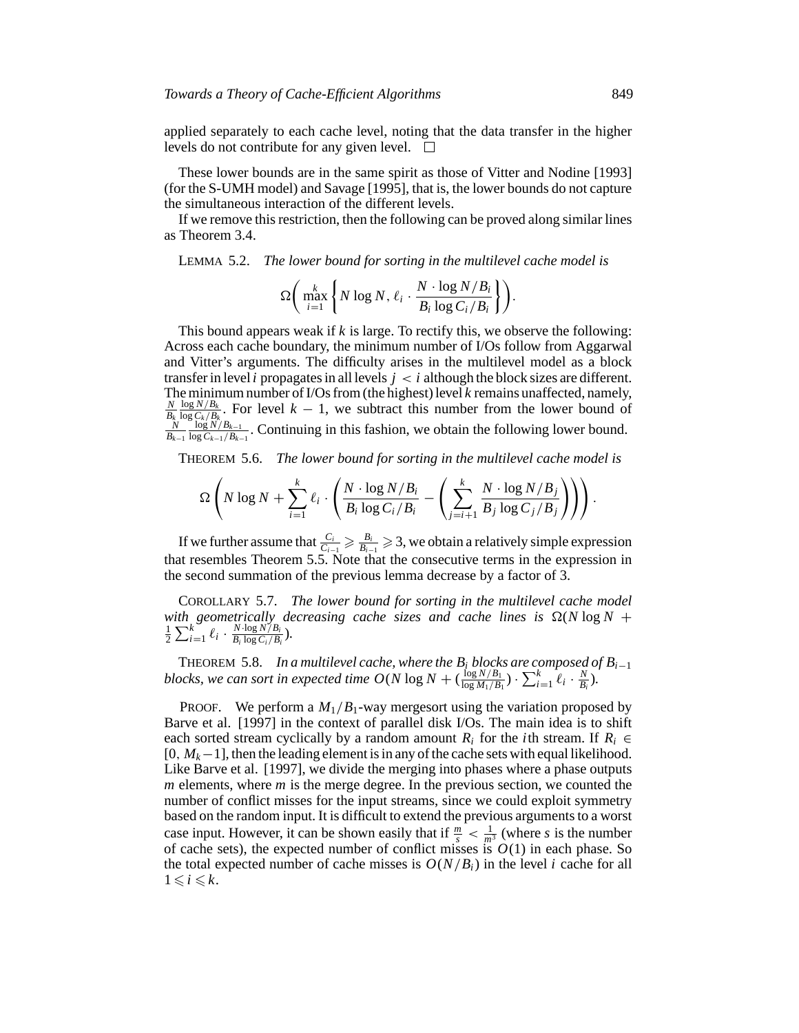applied separately to each cache level, noting that the data transfer in the higher levels do not contribute for any given level. □

These lower bounds are in the same spirit as those of Vitter and Nodine [1993] (for the S-UMH model) and Savage [1995], that is, the lower bounds do not capture the simultaneous interaction of the different levels.

If we remove this restriction, then the following can be proved along similar lines as Theorem 3.4.

LEMMA 5.2. *The lower bound for sorting in the multilevel cache model is*

$$\Omega\left(\max_{i=1}^{k}\left\{N\log N,\, \ell_i \cdot \frac{N\cdot \log N/B_i}{B_i \log C_i/B_i}\right\}\right).$$

This bound appears weak if $k$ is large. To rectify this, we observe the following: Across each cache boundary, the minimum number of I/Os follow from Aggarwal and Vitter's arguments. The difficulty arises in the multilevel model as a block transfer in level $i$ propagates in all levels $j < i$ although the block sizes are different. The minimum number of I/Os from (the highest) level $k$ remains unaffected, namely, $\frac{N}{B_k}\frac{\log N/B_k}{\log C_k/B_k}$. For level $k-1$, we subtract this number from the lower bound of $\frac{N}{B_{k-1}}\frac{\log N/B_{k-1}}{\log C_{k-1}/B_{k-1}}$. Continuing in this fashion, we obtain the following lower bound.

THEOREM 5.6. *The lower bound for sorting in the multilevel cache model is*

$$\Omega\left(N\log N + \sum_{i=1}^{k}\ell_i \cdot \left(\frac{N\cdot \log N/B_i}{B_i\log C_i/B_i} - \left(\sum_{j=i+1}^{k}\frac{N\cdot \log N/B_j}{B_j \log C_j/B_j}\right)\right)\right).$$

If we further assume that $\frac{C_i}{C_{i-1}} \geqslant \frac{B_i}{B_{i-1}} \geqslant 3$, we obtain a relatively simple expression that resembles Theorem 5.5. Note that the consecutive terms in the expression in the second summation of the previous lemma decrease by a factor of 3.

COROLLARY 5.7. *The lower bound for sorting in the multilevel cache model with geometrically decreasing cache sizes and cache lines is* $\Omega(N\log N + \frac{1}{2}\sum_{i=1}^{k}\ell_i \cdot \frac{N\cdot\log N/B_i}{B_i\log C_i/B_i})$.

THEOREM 5.8. *In a multilevel cache, where the $B_i$ blocks are composed of $B_{i-1}$ blocks, we can sort in expected time* $O(N\log N + (\frac{\log N/B_1}{\log M_1/B_1})\cdot \sum_{i=1}^{k}\ell_i \cdot \frac{N}{B_i})$.

PROOF. We perform a $M_1/B_1$-way mergesort using the variation proposed by Barve et al. [1997] in the context of parallel disk I/Os. The main idea is to shift each sorted stream cyclically by a random amount $R_i$ for the $i$th stream. If $R_i \in [0, M_k - 1]$, then the leading element is in any of the cache sets with equal likelihood. Like Barve et al. [1997], we divide the merging into phases where a phase outputs $m$ elements, where $m$ is the merge degree. In the previous section, we counted the number of conflict misses for the input streams, since we could exploit symmetry based on the random input. It is difficult to extend the previous arguments to a worst case input. However, it can be shown easily that if $\frac{m}{s} < \frac{1}{m^3}$ (where $s$ is the number of cache sets), the expected number of conflict misses is $O(1)$ in each phase. So the total expected number of cache misses is $O(N/B_i)$ in the level $i$ cache for all $1 \leqslant i \leqslant k$.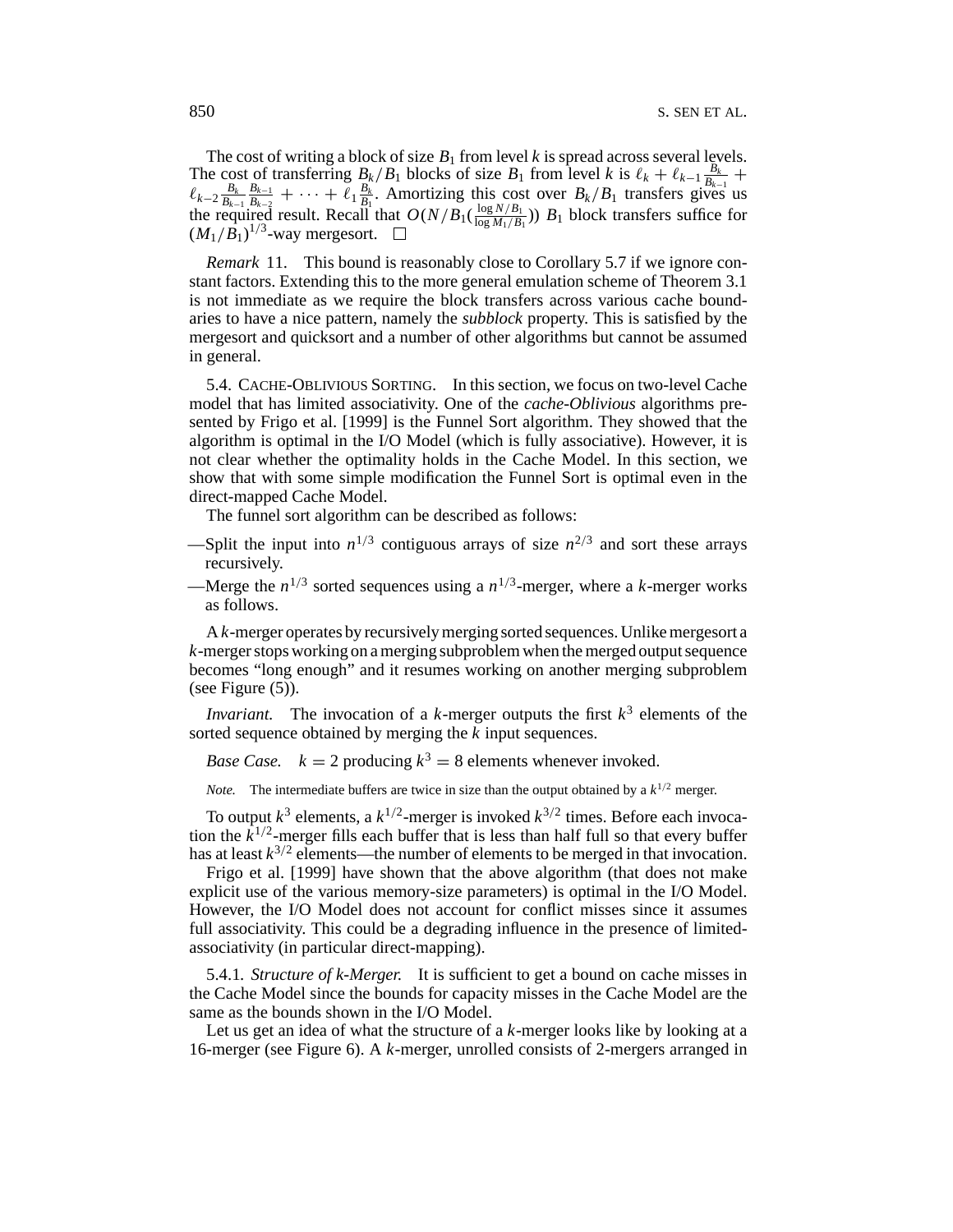The cost of writing a block of size $B_1$ from level $k$ is spread across several levels. The cost of transferring $B_k/B_1$ blocks of size $B_1$ from level $k$ is $\ell_k + \ell_{k-1}\frac{B_k}{B_{k-1}} + \ell_{k-2}\frac{B_k}{B_{k-1}}\frac{B_{k-1}}{B_{k-2}} + \cdots + \ell_1\frac{B_k}{B_1}$. Amortizing this cost over $B_k/B_1$ transfers gives us the required result. Recall that $O(N/B_1(\frac{\log N/B_1}{\log M_1/B_1}))$ $B_1$ block transfers suffice for $(M_1/B_1)^{1/3}$-way mergesort. □

*Remark* 11. This bound is reasonably close to Corollary 5.7 if we ignore constant factors. Extending this to the more general emulation scheme of Theorem 3.1 is not immediate as we require the block transfers across various cache boundaries to have a nice pattern, namely the *subblock* property. This is satisfied by the mergesort and quicksort and a number of other algorithms but cannot be assumed in general.

## 5.4. Cache-Oblivious Sorting.

In this section, we focus on two-level Cache model that has limited associativity. One of the *cache-Oblivious* algorithms presented by Frigo et al. [1999] is the Funnel Sort algorithm. They showed that the algorithm is optimal in the I/O Model (which is fully associative). However, it is not clear whether the optimality holds in the Cache Model. In this section, we show that with some simple modification the Funnel Sort is optimal even in the direct-mapped Cache Model.

The funnel sort algorithm can be described as follows:

—Split the input into $n^{1/3}$ contiguous arrays of size $n^{2/3}$ and sort these arrays recursively.

—Merge the $n^{1/3}$ sorted sequences using a $n^{1/3}$-merger, where a $k$-merger works as follows.

A $k$-merger operates by recursively merging sorted sequences. Unlike mergesort a $k$-merger stops working on a merging subproblem when the merged output sequence becomes "long enough" and it resumes working on another merging subproblem (see Figure (5)).

*Invariant.* The invocation of a $k$-merger outputs the first $k^3$ elements of the sorted sequence obtained by merging the $k$ input sequences.

*Base Case.* $k = 2$ producing $k^3 = 8$ elements whenever invoked.

*Note.* The intermediate buffers are twice in size than the output obtained by a $k^{1/2}$ merger.

To output $k^3$ elements, a $k^{1/2}$-merger is invoked $k^{3/2}$ times. Before each invocation the $k^{1/2}$-merger fills each buffer that is less than half full so that every buffer has at least $k^{3/2}$ elements—the number of elements to be merged in that invocation.

Frigo et al. [1999] have shown that the above algorithm (that does not make explicit use of the various memory-size parameters) is optimal in the I/O Model. However, the I/O Model does not account for conflict misses since it assumes full associativity. This could be a degrading influence in the presence of limited-associativity (in particular direct-mapping).

### 5.4.1. *Structure of k-Merger.*

It is sufficient to get a bound on cache misses in the Cache Model since the bounds for capacity misses in the Cache Model are the same as the bounds shown in the I/O Model.

Let us get an idea of what the structure of a $k$-merger looks like by looking at a 16-merger (see Figure 6). A $k$-merger, unrolled consists of 2-mergers arranged in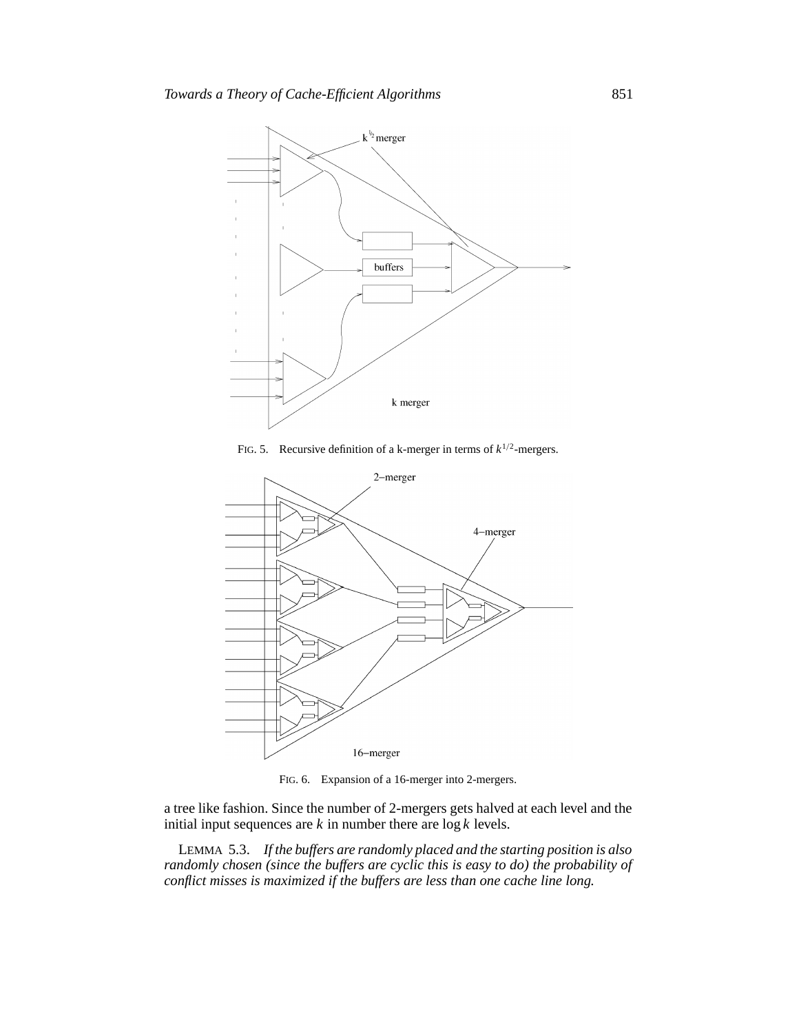FIG. 5. Recursive definition of a k-merger in terms of $k^{1/2}$-mergers.

FIG. 6. Expansion of a 16-merger into 2-mergers.

a tree like fashion. Since the number of 2-mergers gets halved at each level and the initial input sequences are $k$ in number there are $\log k$ levels.

LEMMA 5.3. *If the buffers are randomly placed and the starting position is also randomly chosen (since the buffers are cyclic this is easy to do) the probability of conflict misses is maximized if the buffers are less than one cache line long.*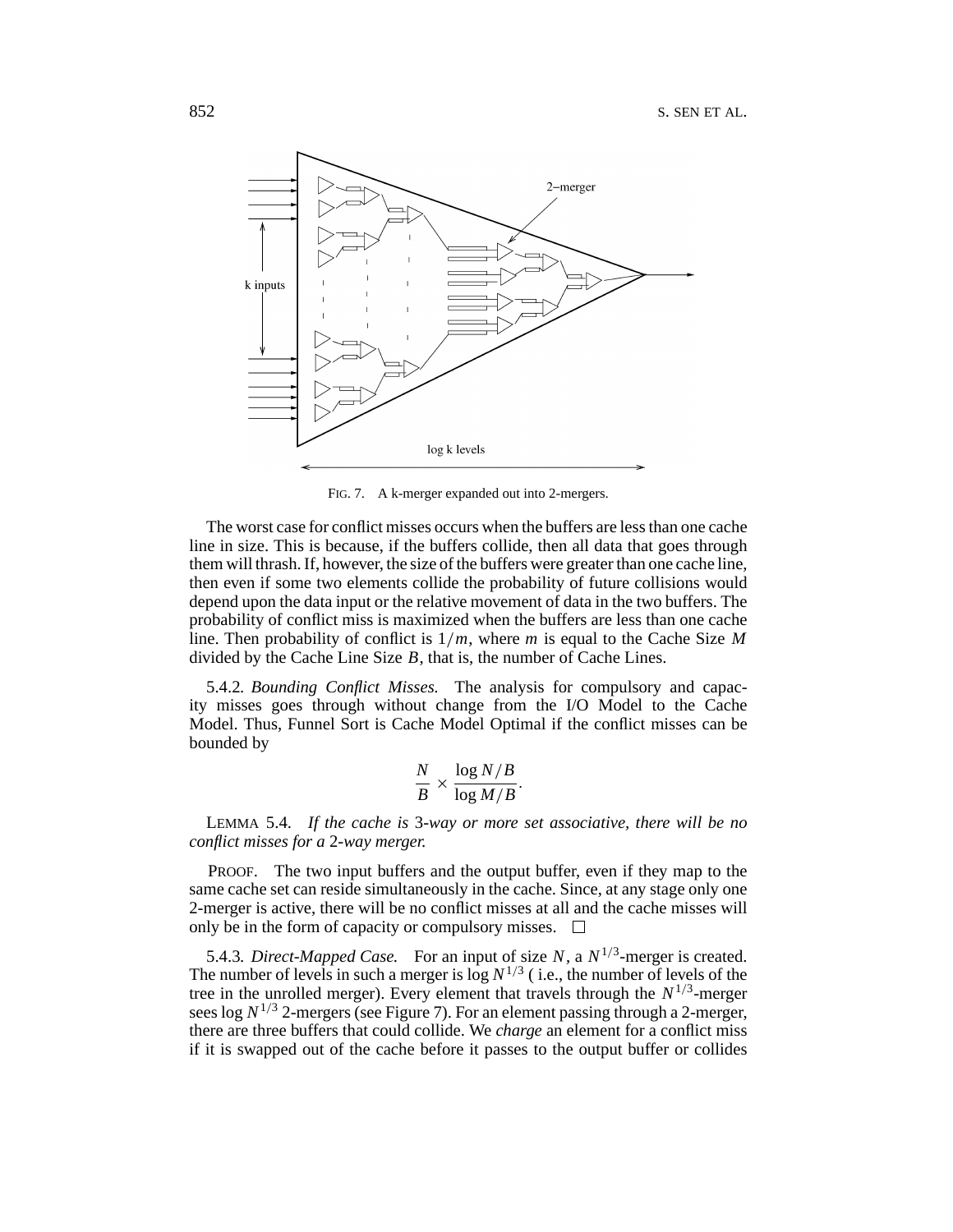FIG. 7. A k-merger expanded out into 2-mergers.

The worst case for conflict misses occurs when the buffers are less than one cache line in size. This is because, if the buffers collide, then all data that goes through them will thrash. If, however, the size of the buffers were greater than one cache line, then even if some two elements collide the probability of future collisions would depend upon the data input or the relative movement of data in the two buffers. The probability of conflict miss is maximized when the buffers are less than one cache line. Then probability of conflict is $1/m$, where $m$ is equal to the Cache Size $M$ divided by the Cache Line Size $B$, that is, the number of Cache Lines.

5.4.2. *Bounding Conflict Misses.* The analysis for compulsory and capacity misses goes through without change from the I/O Model to the Cache Model. Thus, Funnel Sort is Cache Model Optimal if the conflict misses can be bounded by

$$\frac{N}{B} \times \frac{\log N/B}{\log M/B}.$$

LEMMA 5.4. *If the cache is* 3*-way or more set associative, there will be no conflict misses for a* 2*-way merger.*

PROOF. The two input buffers and the output buffer, even if they map to the same cache set can reside simultaneously in the cache. Since, at any stage only one 2-merger is active, there will be no conflict misses at all and the cache misses will only be in the form of capacity or compulsory misses. □

5.4.3. *Direct-Mapped Case.* For an input of size $N$, a $N^{1/3}$-merger is created. The number of levels in such a merger is $\log N^{1/3}$ ( i.e., the number of levels of the tree in the unrolled merger). Every element that travels through the $N^{1/3}$-merger sees $\log N^{1/3}$ 2-mergers (see Figure 7). For an element passing through a 2-merger, there are three buffers that could collide. We *charge* an element for a conflict miss if it is swapped out of the cache before it passes to the output buffer or collides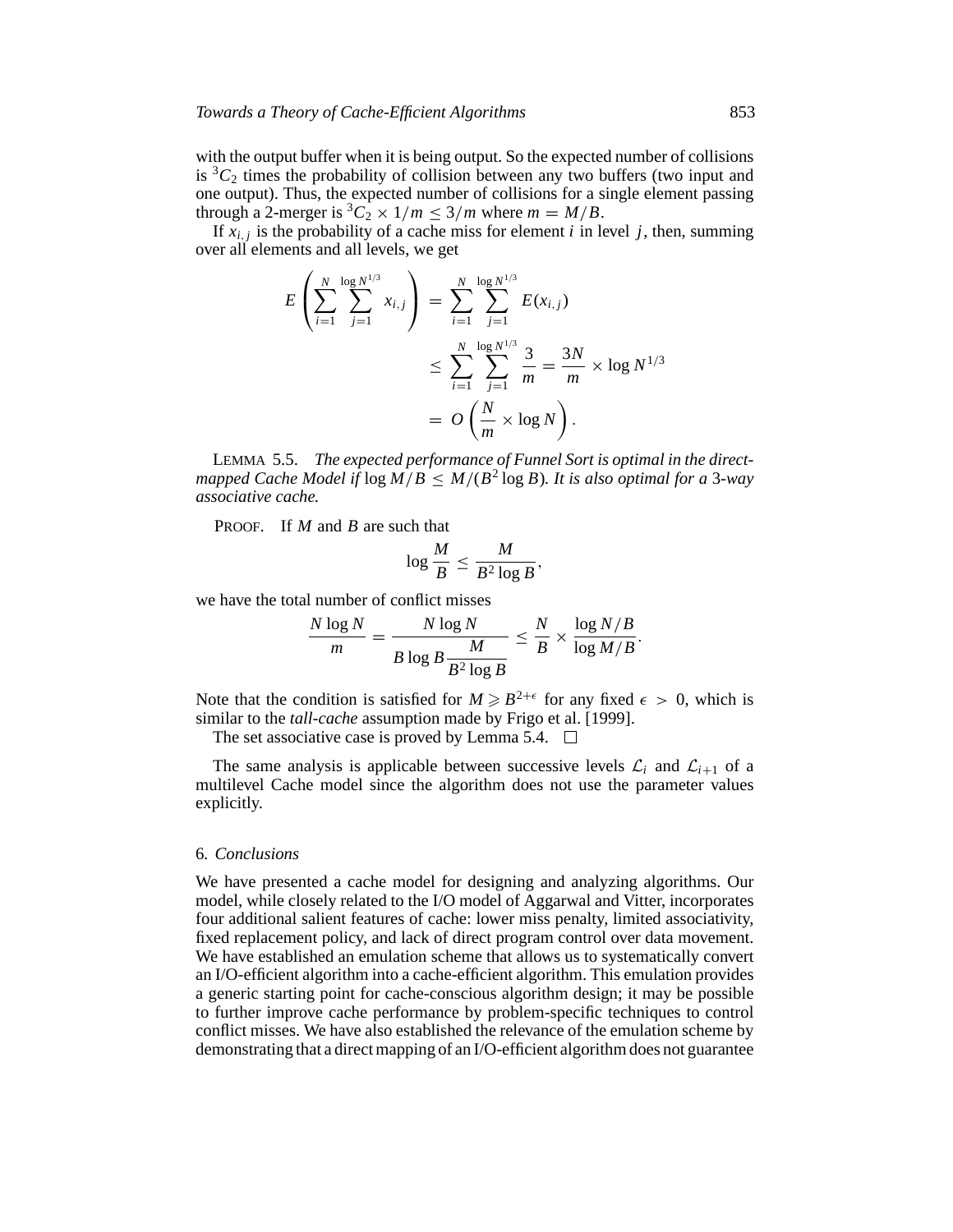with the output buffer when it is being output. So the expected number of collisions is ${}^3C_2$ times the probability of collision between any two buffers (two input and one output). Thus, the expected number of collisions for a single element passing through a 2-merger is ${}^3C_2 \times 1/m \leq 3/m$ where $m = M/B$.

If $x_{i,j}$ is the probability of a cache miss for element $i$ in level $j$, then, summing over all elements and all levels, we get

$$
\begin{aligned}
E\left(\sum_{i=1}^{N}\sum_{j=1}^{\log N^{1/3}} x_{i,j}\right) &= \sum_{i=1}^{N}\sum_{j=1}^{\log N^{1/3}} E(x_{i,j}) \\
&\leq \sum_{i=1}^{N}\sum_{j=1}^{\log N^{1/3}} \frac{3}{m} = \frac{3N}{m} \times \log N^{1/3} \\
&= O\left(\frac{N}{m} \times \log N\right).
\end{aligned}
$$

LEMMA 5.5. *The expected performance of Funnel Sort is optimal in the direct-mapped Cache Model if* $\log M/B \leq M/(B^2 \log B)$. *It is also optimal for a* 3*-way associative cache.*

PROOF. If $M$ and $B$ are such that

$$\log \frac{M}{B} \leq \frac{M}{B^2 \log B},$$

we have the total number of conflict misses

$$\frac{N \log N}{m} = \frac{N \log N}{B \log B \dfrac{M}{B^2 \log B}} \leq \frac{N}{B} \times \frac{\log N/B}{\log M/B}.$$

Note that the condition is satisfied for $M \geqslant B^{2+\epsilon}$ for any fixed $\epsilon > 0$, which is similar to the *tall-cache* assumption made by Frigo et al. [1999].

The set associative case is proved by Lemma 5.4. □

The same analysis is applicable between successive levels $\mathcal{L}_i$ and $\mathcal{L}_{i+1}$ of a multilevel Cache model since the algorithm does not use the parameter values explicitly.

## 6. *Conclusions*

We have presented a cache model for designing and analyzing algorithms. Our model, while closely related to the I/O model of Aggarwal and Vitter, incorporates four additional salient features of cache: lower miss penalty, limited associativity, fixed replacement policy, and lack of direct program control over data movement. We have established an emulation scheme that allows us to systematically convert an I/O-efficient algorithm into a cache-efficient algorithm. This emulation provides a generic starting point for cache-conscious algorithm design; it may be possible to further improve cache performance by problem-specific techniques to control conflict misses. We have also established the relevance of the emulation scheme by demonstrating that a direct mapping of an I/O-efficient algorithm does not guarantee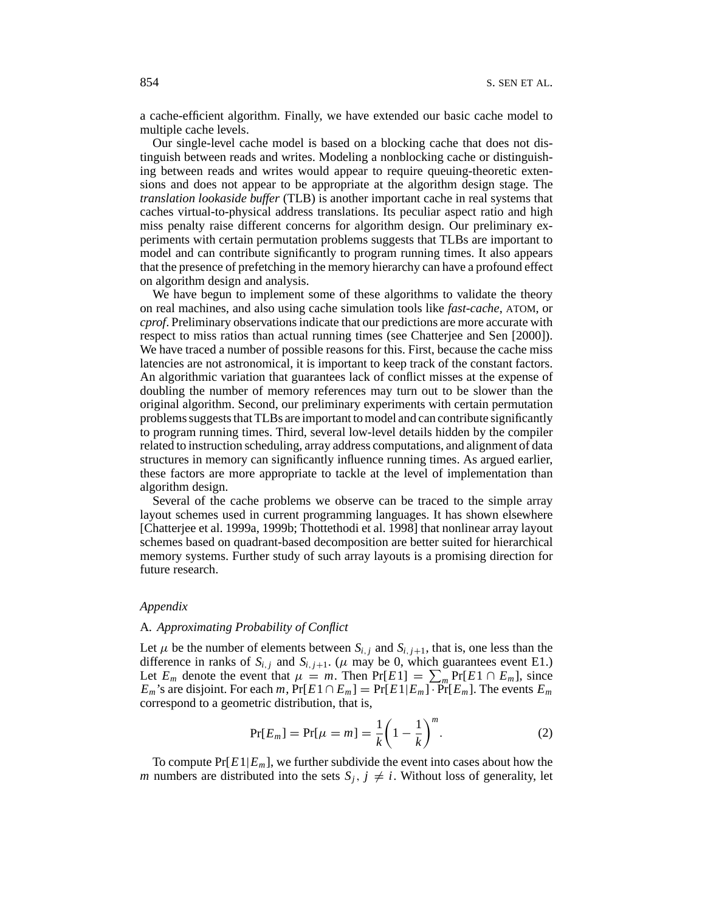a cache-efficient algorithm. Finally, we have extended our basic cache model to multiple cache levels.

Our single-level cache model is based on a blocking cache that does not distinguish between reads and writes. Modeling a nonblocking cache or distinguishing between reads and writes would appear to require queuing-theoretic extensions and does not appear to be appropriate at the algorithm design stage. The *translation lookaside buffer* (TLB) is another important cache in real systems that caches virtual-to-physical address translations. Its peculiar aspect ratio and high miss penalty raise different concerns for algorithm design. Our preliminary experiments with certain permutation problems suggests that TLBs are important to model and can contribute significantly to program running times. It also appears that the presence of prefetching in the memory hierarchy can have a profound effect on algorithm design and analysis.

We have begun to implement some of these algorithms to validate the theory on real machines, and also using cache simulation tools like *fast-cache*, ATOM, or *cprof*. Preliminary observations indicate that our predictions are more accurate with respect to miss ratios than actual running times (see Chatterjee and Sen [2000]). We have traced a number of possible reasons for this. First, because the cache miss latencies are not astronomical, it is important to keep track of the constant factors. An algorithmic variation that guarantees lack of conflict misses at the expense of doubling the number of memory references may turn out to be slower than the original algorithm. Second, our preliminary experiments with certain permutation problems suggests that TLBs are important to model and can contribute significantly to program running times. Third, several low-level details hidden by the compiler related to instruction scheduling, array address computations, and alignment of data structures in memory can significantly influence running times. As argued earlier, these factors are more appropriate to tackle at the level of implementation than algorithm design.

Several of the cache problems we observe can be traced to the simple array layout schemes used in current programming languages. It has shown elsewhere [Chatterjee et al. 1999a, 1999b; Thottethodi et al. 1998] that nonlinear array layout schemes based on quadrant-based decomposition are better suited for hierarchical memory systems. Further study of such array layouts is a promising direction for future research.

## *Appendix*

### A. *Approximating Probability of Conflict*

Let $\mu$ be the number of elements between $S_{i,j}$ and $S_{i,j+1}$, that is, one less than the difference in ranks of $S_{i,j}$ and $S_{i,j+1}$. ($\mu$ may be 0, which guarantees event E1.) Let $E_m$ denote the event that $\mu = m$. Then $\Pr[E1] = \sum_m \Pr[E1 \cap E_m]$, since $E_m$'s are disjoint. For each $m$, $\Pr[E1 \cap E_m] = \Pr[E1|E_m] \cdot \Pr[E_m]$. The events $E_m$ correspond to a geometric distribution, that is,

$$\Pr[E_m] = \Pr[\mu = m] = \frac{1}{k}\left(1 - \frac{1}{k}\right)^m. \tag{2}$$

To compute $\Pr[E1|E_m]$, we further subdivide the event into cases about how the $m$ numbers are distributed into the sets $S_j$, $j \neq i$. Without loss of generality, let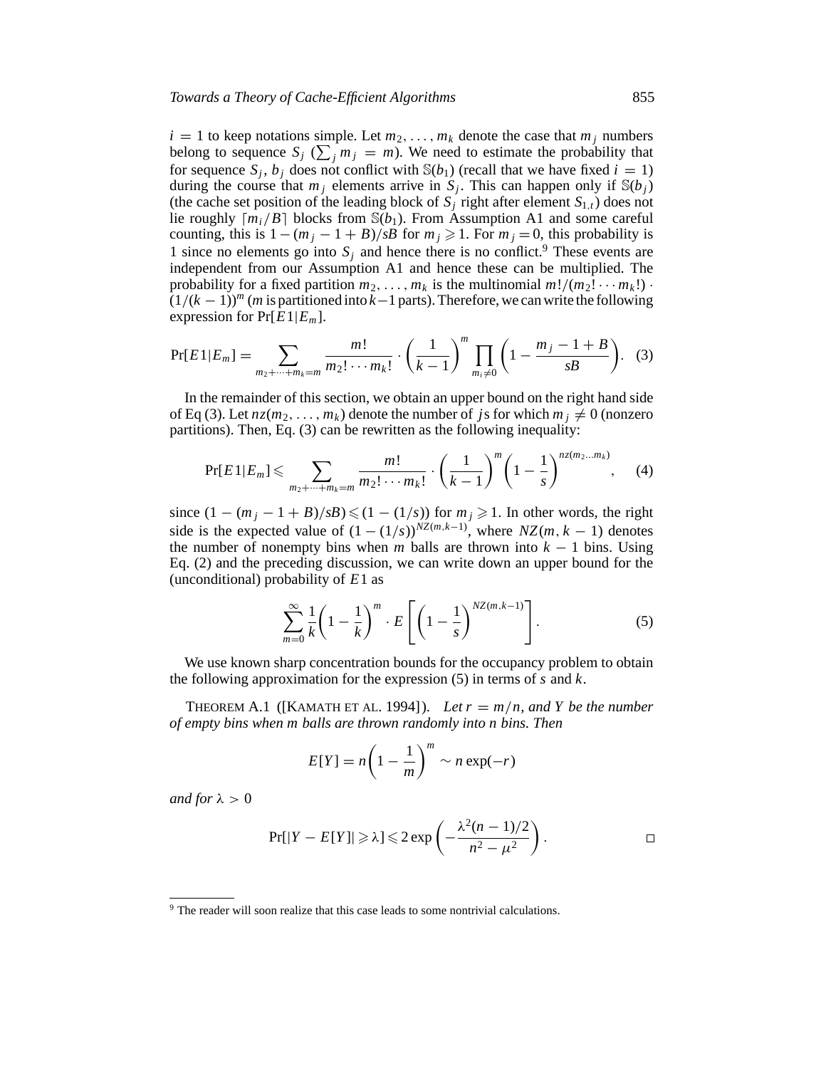$i = 1$ to keep notations simple. Let $m_2, \ldots, m_k$ denote the case that $m_j$ numbers belong to sequence $S_j$ ($\sum_j m_j = m$). We need to estimate the probability that for sequence $S_j$, $b_j$ does not conflict with $\mathbb{S}(b_1)$ (recall that we have fixed $i = 1$) during the course that $m_j$ elements arrive in $S_j$. This can happen only if $\mathbb{S}(b_j)$ (the cache set position of the leading block of $S_j$ right after element $S_{1,t}$) does not lie roughly $\lceil m_i/B \rceil$ blocks from $\mathbb{S}(b_1)$. From Assumption A1 and some careful counting, this is $1 - (m_j - 1 + B)/sB$ for $m_j \geqslant 1$. For $m_j = 0$, this probability is 1 since no elements go into $S_j$ and hence there is no conflict.[9] These events are independent from our Assumption A1 and hence these can be multiplied. The probability for a fixed partition $m_2, \ldots, m_k$ is the multinomial $m!/(m_2! \cdots m_k!) \cdot (1/(k-1))^m$ ($m$ is partitioned into $k-1$ parts). Therefore, we can write the following expression for $\Pr[E1|E_m]$.

$$\Pr[E1|E_m] = \sum_{m_2+\cdots+m_k=m} \frac{m!}{m_2! \cdots m_k!} \cdot \left(\frac{1}{k-1}\right)^m \prod_{m_i \neq 0} \left(1 - \frac{m_j - 1 + B}{sB}\right). \quad (3)$$

In the remainder of this section, we obtain an upper bound on the right hand side of Eq (3). Let $nz(m_2, \ldots, m_k)$ denote the number of $j$s for which $m_j \neq 0$ (nonzero partitions). Then, Eq. (3) can be rewritten as the following inequality:

$$\Pr[E1|E_m] \leqslant \sum_{m_2+\cdots+m_k=m} \frac{m!}{m_2! \cdots m_k!} \cdot \left(\frac{1}{k-1}\right)^m \left(1 - \frac{1}{s}\right)^{nz(m_2 \ldots m_k)}, \quad (4)$$

since $(1 - (m_j - 1 + B)/sB) \leqslant (1 - (1/s))$ for $m_j \geqslant 1$. In other words, the right side is the expected value of $(1 - (1/s))^{NZ(m,k-1)}$, where $NZ(m, k-1)$ denotes the number of nonempty bins when $m$ balls are thrown into $k - 1$ bins. Using Eq. (2) and the preceding discussion, we can write down an upper bound for the (unconditional) probability of $E1$ as

$$\sum_{m=0}^{\infty} \frac{1}{k}\left(1 - \frac{1}{k}\right)^m \cdot E\left[\left(1 - \frac{1}{s}\right)^{NZ(m,k-1)}\right]. \quad (5)$$

We use known sharp concentration bounds for the occupancy problem to obtain the following approximation for the expression (5) in terms of $s$ and $k$.

THEOREM A.1 ([KAMATH ET AL. 1994]). *Let $r = m/n$, and $Y$ be the number of empty bins when $m$ balls are thrown randomly into $n$ bins. Then*

$$E[Y] = n\left(1 - \frac{1}{m}\right)^m \sim n \exp(-r)$$

*and for $\lambda > 0$*

$$\Pr[|Y - E[Y]| \geqslant \lambda] \leqslant 2 \exp\left(-\frac{\lambda^2(n - 1)/2}{n^2 - \mu^2}\right). \qquad \square$$

[9] The reader will soon realize that this case leads to some nontrivial calculations.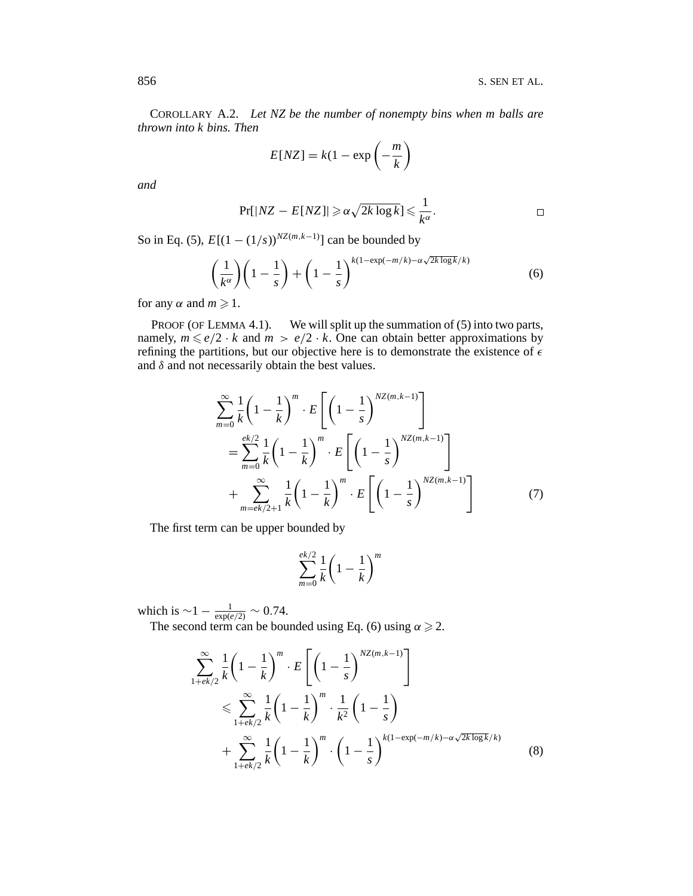COROLLARY A.2. *Let NZ be the number of nonempty bins when m balls are thrown into k bins. Then*

$$E[NZ] = k(1 - \exp\left(-\frac{m}{k}\right)$$

*and*

$$\Pr[|NZ - E[NZ]| \geqslant \alpha\sqrt{2k\log k}] \leqslant \frac{1}{k^{\alpha}}. \qquad \square$$

So in Eq. (5), $E[(1-(1/s))^{NZ(m,k-1)}]$ can be bounded by

$$\left(\frac{1}{k^{\alpha}}\right)\left(1-\frac{1}{s}\right) + \left(1-\frac{1}{s}\right)^{k(1-\exp(-m/k)-\alpha\sqrt{2k\log k}/k)} \tag{6}$$

for any $\alpha$ and $m \geqslant 1$.

PROOF (OF LEMMA 4.1). We will split up the summation of (5) into two parts, namely, $m \leqslant e/2 \cdot k$ and $m > e/2 \cdot k$. One can obtain better approximations by refining the partitions, but our objective here is to demonstrate the existence of $\epsilon$ and $\delta$ and not necessarily obtain the best values.

$$\begin{aligned}
&\sum_{m=0}^{\infty} \frac{1}{k}\left(1-\frac{1}{k}\right)^{m} \cdot E\left[\left(1-\frac{1}{s}\right)^{NZ(m,k-1)}\right] \\
&\quad = \sum_{m=0}^{ek/2} \frac{1}{k}\left(1-\frac{1}{k}\right)^{m} \cdot E\left[\left(1-\frac{1}{s}\right)^{NZ(m,k-1)}\right] \\
&\quad + \sum_{m=ek/2+1}^{\infty} \frac{1}{k}\left(1-\frac{1}{k}\right)^{m} \cdot E\left[\left(1-\frac{1}{s}\right)^{NZ(m,k-1)}\right]
\end{aligned} \tag{7}$$

The first term can be upper bounded by

$$\sum_{m=0}^{ek/2} \frac{1}{k}\left(1-\frac{1}{k}\right)^{m}$$

which is $\sim 1 - \frac{1}{\exp(e/2)} \sim 0.74$.

The second term can be bounded using Eq. (6) using $\alpha \geqslant 2$.

$$\begin{aligned}
&\sum_{1+ek/2}^{\infty} \frac{1}{k}\left(1-\frac{1}{k}\right)^{m} \cdot E\left[\left(1-\frac{1}{s}\right)^{NZ(m,k-1)}\right] \\
&\quad \leqslant \sum_{1+ek/2}^{\infty} \frac{1}{k}\left(1-\frac{1}{k}\right)^{m} \cdot \frac{1}{k^{2}}\left(1-\frac{1}{s}\right) \\
&\quad + \sum_{1+ek/2}^{\infty} \frac{1}{k}\left(1-\frac{1}{k}\right)^{m} \cdot \left(1-\frac{1}{s}\right)^{k(1-\exp(-m/k)-\alpha\sqrt{2k\log k}/k)}
\end{aligned} \tag{8}$$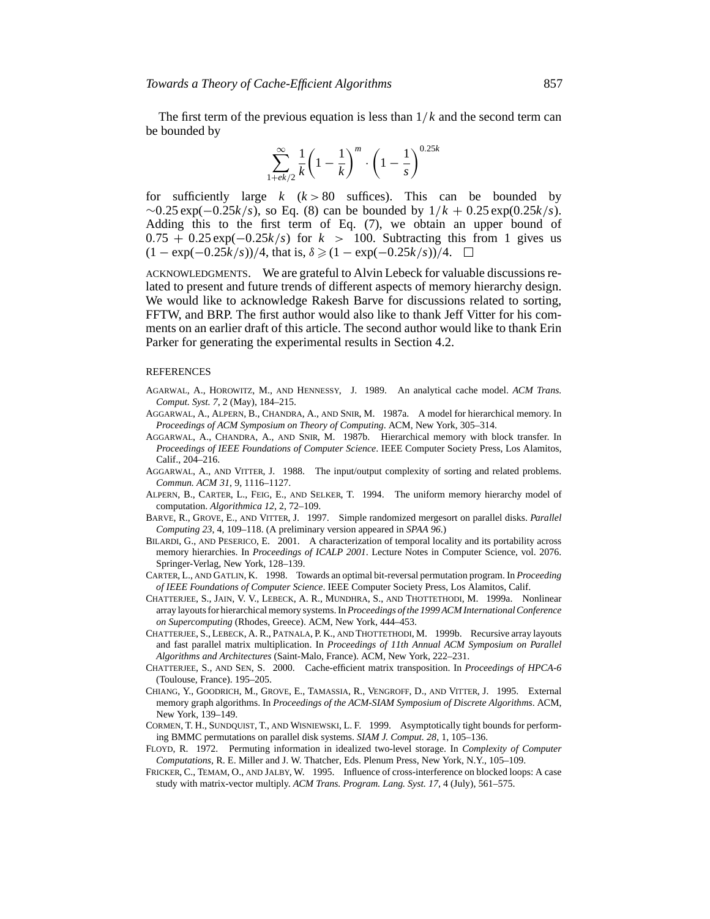The first term of the previous equation is less than $1/k$ and the second term can be bounded by

$$\sum_{1+ek/2}^{\infty} \frac{1}{k}\left(1 - \frac{1}{k}\right)^{m} \cdot \left(1 - \frac{1}{s}\right)^{0.25k}$$

for sufficiently large $k$ ($k > 80$ suffices). This can be bounded by $\sim 0.25 \exp(-0.25k/s)$, so Eq. (8) can be bounded by $1/k + 0.25 \exp(0.25k/s)$. Adding this to the first term of Eq. (7), we obtain an upper bound of $0.75 + 0.25 \exp(-0.25k/s)$ for $k > 100$. Subtracting this from 1 gives us $(1 - \exp(-0.25k/s))/4$, that is, $\delta \geqslant (1 - \exp(-0.25k/s))/4$. $\square$

ACKNOWLEDGMENTS. We are grateful to Alvin Lebeck for valuable discussions related to present and future trends of different aspects of memory hierarchy design. We would like to acknowledge Rakesh Barve for discussions related to sorting, FFTW, and BRP. The first author would also like to thank Jeff Vitter for his comments on an earlier draft of this article. The second author would like to thank Erin Parker for generating the experimental results in Section 4.2.

## REFERENCES

AGARWAL, A., HOROWITZ, M., AND HENNESSY, J. 1989. An analytical cache model. *ACM Trans. Comput. Syst. 7*, 2 (May), 184–215.

AGGARWAL, A., ALPERN, B., CHANDRA, A., AND SNIR, M. 1987a. A model for hierarchical memory. In *Proceedings of ACM Symposium on Theory of Computing*. ACM, New York, 305–314.

AGGARWAL, A., CHANDRA, A., AND SNIR, M. 1987b. Hierarchical memory with block transfer. In *Proceedings of IEEE Foundations of Computer Science*. IEEE Computer Society Press, Los Alamitos, Calif., 204–216.

AGGARWAL, A., AND VITTER, J. 1988. The input/output complexity of sorting and related problems. *Commun. ACM 31*, 9, 1116–1127.

ALPERN, B., CARTER, L., FEIG, E., AND SELKER, T. 1994. The uniform memory hierarchy model of computation. *Algorithmica 12*, 2, 72–109.

BARVE, R., GROVE, E., AND VITTER, J. 1997. Simple randomized mergesort on parallel disks. *Parallel Computing 23*, 4, 109–118. (A preliminary version appeared in *SPAA 96*.)

BILARDI, G., AND PESERICO, E. 2001. A characterization of temporal locality and its portability across memory hierarchies. In *Proceedings of ICALP 2001*. Lecture Notes in Computer Science, vol. 2076. Springer-Verlag, New York, 128–139.

CARTER, L., AND GATLIN, K. 1998. Towards an optimal bit-reversal permutation program. In *Proceeding of IEEE Foundations of Computer Science*. IEEE Computer Society Press, Los Alamitos, Calif.

CHATTERJEE, S., JAIN, V. V., LEBECK, A. R., MUNDHRA, S., AND THOTTETHODI, M. 1999a. Nonlinear array layouts for hierarchical memory systems. In *Proceedings of the 1999 ACM International Conference on Supercomputing* (Rhodes, Greece). ACM, New York, 444–453.

CHATTERJEE, S., LEBECK, A. R., PATNALA, P. K., AND THOTTETHODI, M. 1999b. Recursive array layouts and fast parallel matrix multiplication. In *Proceedings of 11th Annual ACM Symposium on Parallel Algorithms and Architectures* (Saint-Malo, France). ACM, New York, 222–231.

CHATTERJEE, S., AND SEN, S. 2000. Cache-efficient matrix transposition. In *Proceedings of HPCA-6* (Toulouse, France). 195–205.

CHIANG, Y., GOODRICH, M., GROVE, E., TAMASSIA, R., VENGROFF, D., AND VITTER, J. 1995. External memory graph algorithms. In *Proceedings of the ACM-SIAM Symposium of Discrete Algorithms*. ACM, New York, 139–149.

CORMEN, T. H., SUNDQUIST, T., AND WISNIEWSKI, L. F. 1999. Asymptotically tight bounds for performing BMMC permutations on parallel disk systems. *SIAM J. Comput. 28*, 1, 105–136.

FLOYD, R. 1972. Permuting information in idealized two-level storage. In *Complexity of Computer Computations*, R. E. Miller and J. W. Thatcher, Eds. Plenum Press, New York, N.Y., 105–109.

FRICKER, C., TEMAM, O., AND JALBY, W. 1995. Influence of cross-interference on blocked loops: A case study with matrix-vector multiply. *ACM Trans. Program. Lang. Syst. 17*, 4 (July), 561–575.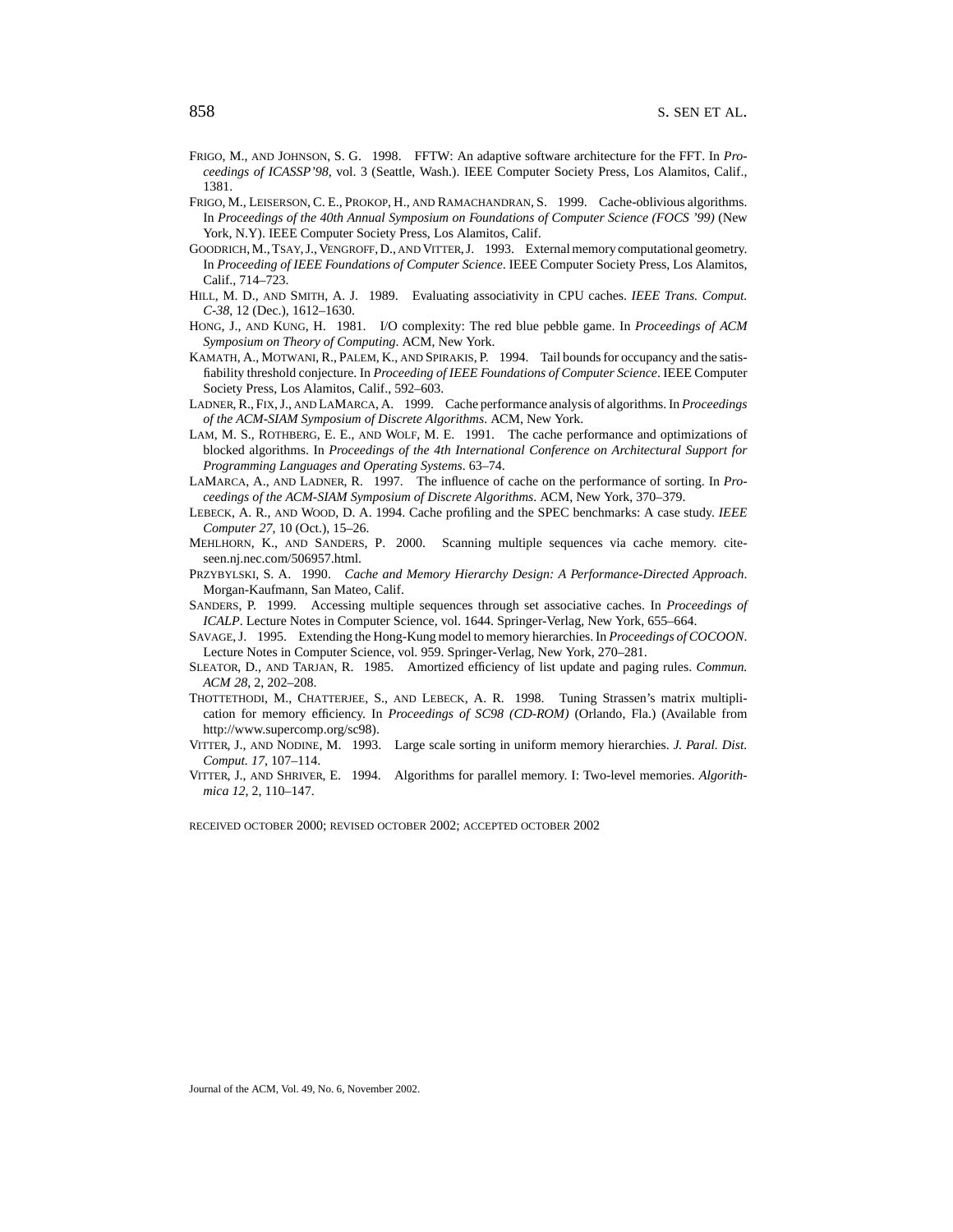FRIGO, M., AND JOHNSON, S. G. 1998. FFTW: An adaptive software architecture for the FFT. In *Proceedings of ICASSP'98*, vol. 3 (Seattle, Wash.). IEEE Computer Society Press, Los Alamitos, Calif., 1381.

FRIGO, M., LEISERSON, C. E., PROKOP, H., AND RAMACHANDRAN, S. 1999. Cache-oblivious algorithms. In *Proceedings of the 40th Annual Symposium on Foundations of Computer Science (FOCS '99)* (New York, N.Y). IEEE Computer Society Press, Los Alamitos, Calif.

GOODRICH, M., TSAY, J., VENGROFF, D., AND VITTER, J. 1993. External memory computational geometry. In *Proceeding of IEEE Foundations of Computer Science*. IEEE Computer Society Press, Los Alamitos, Calif., 714–723.

HILL, M. D., AND SMITH, A. J. 1989. Evaluating associativity in CPU caches. *IEEE Trans. Comput. C-38*, 12 (Dec.), 1612–1630.

HONG, J., AND KUNG, H. 1981. I/O complexity: The red blue pebble game. In *Proceedings of ACM Symposium on Theory of Computing*. ACM, New York.

KAMATH, A., MOTWANI, R., PALEM, K., AND SPIRAKIS, P. 1994. Tail bounds for occupancy and the satisfiability threshold conjecture. In *Proceeding of IEEE Foundations of Computer Science*. IEEE Computer Society Press, Los Alamitos, Calif., 592–603.

LADNER, R., FIX, J., AND LAMARCA, A. 1999. Cache performance analysis of algorithms. In *Proceedings of the ACM-SIAM Symposium of Discrete Algorithms*. ACM, New York.

LAM, M. S., ROTHBERG, E. E., AND WOLF, M. E. 1991. The cache performance and optimizations of blocked algorithms. In *Proceedings of the 4th International Conference on Architectural Support for Programming Languages and Operating Systems*. 63–74.

LAMARCA, A., AND LADNER, R. 1997. The influence of cache on the performance of sorting. In *Proceedings of the ACM-SIAM Symposium of Discrete Algorithms*. ACM, New York, 370–379.

LEBECK, A. R., AND WOOD, D. A. 1994. Cache profiling and the SPEC benchmarks: A case study. *IEEE Computer 27*, 10 (Oct.), 15–26.

MEHLHORN, K., AND SANDERS, P. 2000. Scanning multiple sequences via cache memory. citeseen.nj.nec.com/506957.html.

PRZYBYLSKI, S. A. 1990. *Cache and Memory Hierarchy Design: A Performance-Directed Approach*. Morgan-Kaufmann, San Mateo, Calif.

SANDERS, P. 1999. Accessing multiple sequences through set associative caches. In *Proceedings of ICALP*. Lecture Notes in Computer Science, vol. 1644. Springer-Verlag, New York, 655–664.

SAVAGE, J. 1995. Extending the Hong-Kung model to memory hierarchies. In *Proceedings of COCOON*. Lecture Notes in Computer Science, vol. 959. Springer-Verlag, New York, 270–281.

SLEATOR, D., AND TARJAN, R. 1985. Amortized efficiency of list update and paging rules. *Commun. ACM 28*, 2, 202–208.

THOTTETHODI, M., CHATTERJEE, S., AND LEBECK, A. R. 1998. Tuning Strassen's matrix multiplication for memory efficiency. In *Proceedings of SC98 (CD-ROM)* (Orlando, Fla.) (Available from http://www.supercomp.org/sc98).

VITTER, J., AND NODINE, M. 1993. Large scale sorting in uniform memory hierarchies. *J. Paral. Dist. Comput. 17*, 107–114.

VITTER, J., AND SHRIVER, E. 1994. Algorithms for parallel memory. I: Two-level memories. *Algorithmica 12*, 2, 110–147.

RECEIVED OCTOBER 2000; REVISED OCTOBER 2002; ACCEPTED OCTOBER 2002